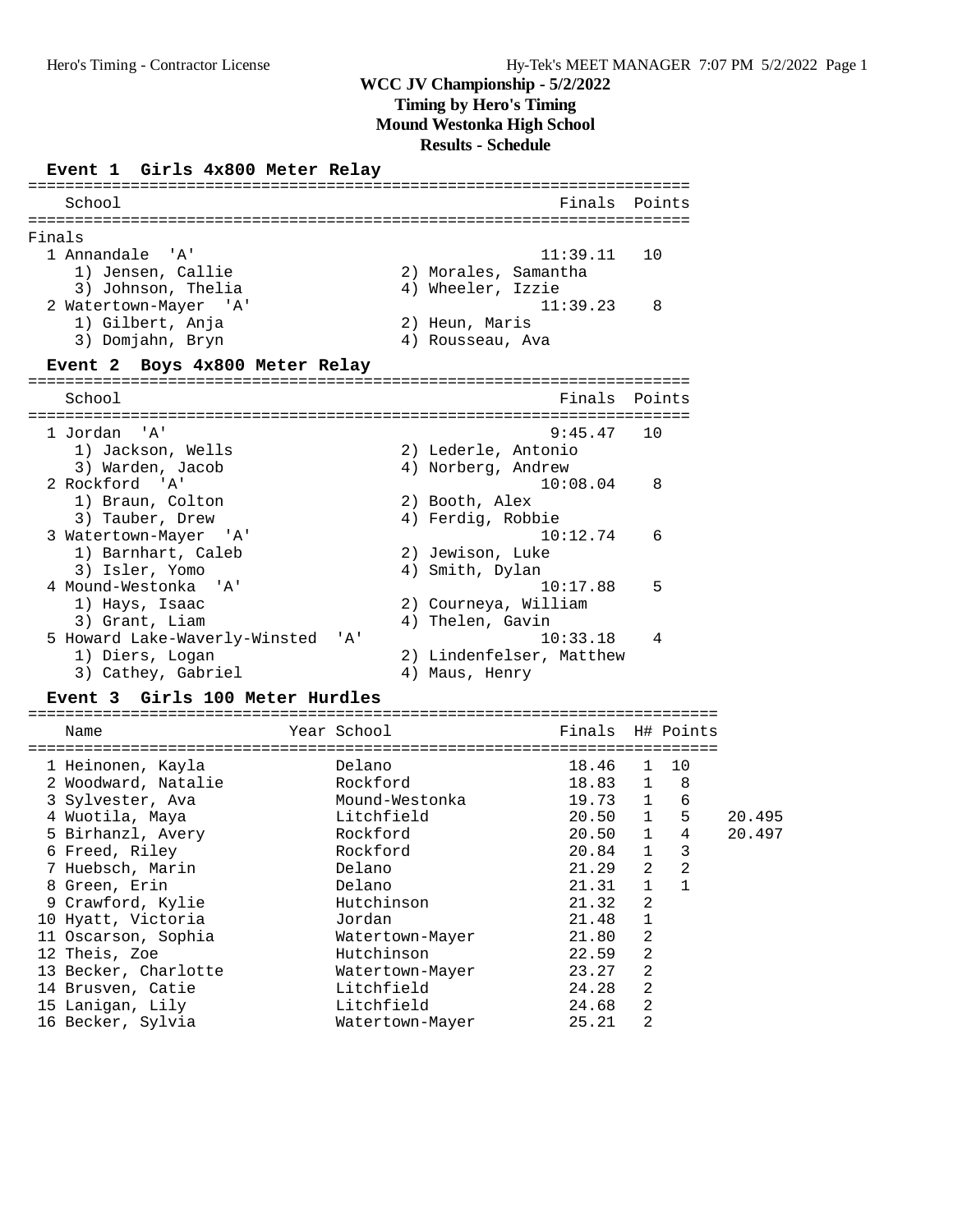# WCC JV Championship - 5/2/2022

**Timing by Hero's Timing**

**Mound Westonka High School**

**Results - Schedule**

## Event 1 Girls 4x800 Meter Relay

Finals

| School | Finals | Points |
|---|---|---|
| 1 Annandale 'A' | 11:39.11 | 10 |
| 1) Jensen, Callie 2) Morales, Samantha 3) Johnson, Thelia 4) Wheeler, Izzie | | |
| 2 Watertown-Mayer 'A' | 11:39.23 | 8 |
| 1) Gilbert, Anja 2) Heun, Maris 3) Domjahn, Bryn 4) Rousseau, Ava | | |

## Event 2 Boys 4x800 Meter Relay

| School | Finals | Points |
|---|---|---|
| 1 Jordan 'A' | 9:45.47 | 10 |
| 1) Jackson, Wells 2) Lederle, Antonio 3) Warden, Jacob 4) Norberg, Andrew | | |
| 2 Rockford 'A' | 10:08.04 | 8 |
| 1) Braun, Colton 2) Booth, Alex 3) Tauber, Drew 4) Ferdig, Robbie | | |
| 3 Watertown-Mayer 'A' | 10:12.74 | 6 |
| 1) Barnhart, Caleb 2) Jewison, Luke 3) Isler, Yomo 4) Smith, Dylan | | |
| 4 Mound-Westonka 'A' | 10:17.88 | 5 |
| 1) Hays, Isaac 2) Courneya, William 3) Grant, Liam 4) Thelen, Gavin | | |
| 5 Howard Lake-Waverly-Winsted 'A' | 10:33.18 | 4 |
| 1) Diers, Logan 2) Lindenfelser, Matthew 3) Cathey, Gabriel 4) Maus, Henry | | |

## Event 3 Girls 100 Meter Hurdles

| Name | Year | School | Finals | H# | Points | |
|---|---|---|---|---|---|---|
| 1 Heinonen, Kayla | | Delano | 18.46 | 1 | 10 | |
| 2 Woodward, Natalie | | Rockford | 18.83 | 1 | 8 | |
| 3 Sylvester, Ava | | Mound-Westonka | 19.73 | 1 | 6 | |
| 4 Wuotila, Maya | | Litchfield | 20.50 | 1 | 5 | 20.495 |
| 5 Birhanzl, Avery | | Rockford | 20.50 | 1 | 4 | 20.497 |
| 6 Freed, Riley | | Rockford | 20.84 | 1 | 3 | |
| 7 Huebsch, Marin | | Delano | 21.29 | 2 | 2 | |
| 8 Green, Erin | | Delano | 21.31 | 1 | 1 | |
| 9 Crawford, Kylie | | Hutchinson | 21.32 | 2 | | |
| 10 Hyatt, Victoria | | Jordan | 21.48 | 1 | | |
| 11 Oscarson, Sophia | | Watertown-Mayer | 21.80 | 2 | | |
| 12 Theis, Zoe | | Hutchinson | 22.59 | 2 | | |
| 13 Becker, Charlotte | | Watertown-Mayer | 23.27 | 2 | | |
| 14 Brusven, Catie | | Litchfield | 24.28 | 2 | | |
| 15 Lanigan, Lily | | Litchfield | 24.68 | 2 | | |
| 16 Becker, Sylvia | | Watertown-Mayer | 25.21 | 2 | | |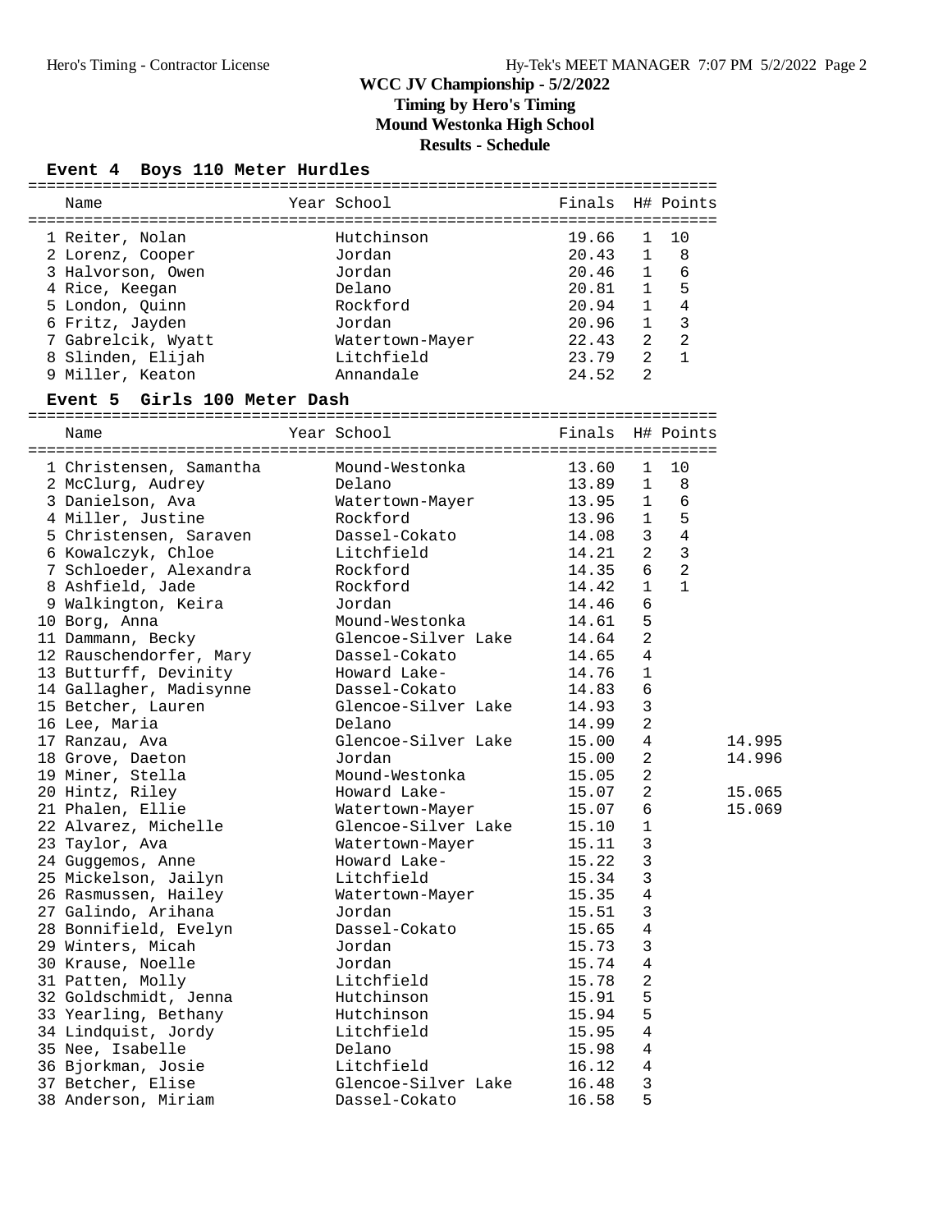# WCC JV Championship - 5/2/2022

**Timing by Hero's Timing**

**Mound Westonka High School**

**Results - Schedule**

### Event 4 Boys 110 Meter Hurdles

| Name | Year | School | Finals | H# | Points |
|---|---|---|---|---|---|
| 1 Reiter, Nolan | | Hutchinson | 19.66 | 1 | 10 |
| 2 Lorenz, Cooper | | Jordan | 20.43 | 1 | 8 |
| 3 Halvorson, Owen | | Jordan | 20.46 | 1 | 6 |
| 4 Rice, Keegan | | Delano | 20.81 | 1 | 5 |
| 5 London, Quinn | | Rockford | 20.94 | 1 | 4 |
| 6 Fritz, Jayden | | Jordan | 20.96 | 1 | 3 |
| 7 Gabrelcik, Wyatt | | Watertown-Mayer | 22.43 | 2 | 2 |
| 8 Slinden, Elijah | | Litchfield | 23.79 | 2 | 1 |
| 9 Miller, Keaton | | Annandale | 24.52 | 2 | |

### Event 5 Girls 100 Meter Dash

| Name | Year | School | Finals | H# | Points | |
|---|---|---|---|---|---|---|
| 1 Christensen, Samantha | | Mound-Westonka | 13.60 | 1 | 10 | |
| 2 McClurg, Audrey | | Delano | 13.89 | 1 | 8 | |
| 3 Danielson, Ava | | Watertown-Mayer | 13.95 | 1 | 6 | |
| 4 Miller, Justine | | Rockford | 13.96 | 1 | 5 | |
| 5 Christensen, Saraven | | Dassel-Cokato | 14.08 | 3 | 4 | |
| 6 Kowalczyk, Chloe | | Litchfield | 14.21 | 2 | 3 | |
| 7 Schloeder, Alexandra | | Rockford | 14.35 | 6 | 2 | |
| 8 Ashfield, Jade | | Rockford | 14.42 | 1 | 1 | |
| 9 Walkington, Keira | | Jordan | 14.46 | 6 | | |
| 10 Borg, Anna | | Mound-Westonka | 14.61 | 5 | | |
| 11 Dammann, Becky | | Glencoe-Silver Lake | 14.64 | 2 | | |
| 12 Rauschendorfer, Mary | | Dassel-Cokato | 14.65 | 4 | | |
| 13 Butturff, Devinity | | Howard Lake- | 14.76 | 1 | | |
| 14 Gallagher, Madisynne | | Dassel-Cokato | 14.83 | 6 | | |
| 15 Betcher, Lauren | | Glencoe-Silver Lake | 14.93 | 3 | | |
| 16 Lee, Maria | | Delano | 14.99 | 2 | | |
| 17 Ranzau, Ava | | Glencoe-Silver Lake | 15.00 | 4 | | 14.995 |
| 18 Grove, Daeton | | Jordan | 15.00 | 2 | | 14.996 |
| 19 Miner, Stella | | Mound-Westonka | 15.05 | 2 | | |
| 20 Hintz, Riley | | Howard Lake- | 15.07 | 2 | | 15.065 |
| 21 Phalen, Ellie | | Watertown-Mayer | 15.07 | 6 | | 15.069 |
| 22 Alvarez, Michelle | | Glencoe-Silver Lake | 15.10 | 1 | | |
| 23 Taylor, Ava | | Watertown-Mayer | 15.11 | 3 | | |
| 24 Guggemos, Anne | | Howard Lake- | 15.22 | 3 | | |
| 25 Mickelson, Jailyn | | Litchfield | 15.34 | 3 | | |
| 26 Rasmussen, Hailey | | Watertown-Mayer | 15.35 | 4 | | |
| 27 Galindo, Arihana | | Jordan | 15.51 | 3 | | |
| 28 Bonnifield, Evelyn | | Dassel-Cokato | 15.65 | 4 | | |
| 29 Winters, Micah | | Jordan | 15.73 | 3 | | |
| 30 Krause, Noelle | | Jordan | 15.74 | 4 | | |
| 31 Patten, Molly | | Litchfield | 15.78 | 2 | | |
| 32 Goldschmidt, Jenna | | Hutchinson | 15.91 | 5 | | |
| 33 Yearling, Bethany | | Hutchinson | 15.94 | 5 | | |
| 34 Lindquist, Jordy | | Litchfield | 15.95 | 4 | | |
| 35 Nee, Isabelle | | Delano | 15.98 | 4 | | |
| 36 Bjorkman, Josie | | Litchfield | 16.12 | 4 | | |
| 37 Betcher, Elise | | Glencoe-Silver Lake | 16.48 | 3 | | |
| 38 Anderson, Miriam | | Dassel-Cokato | 16.58 | 5 | | |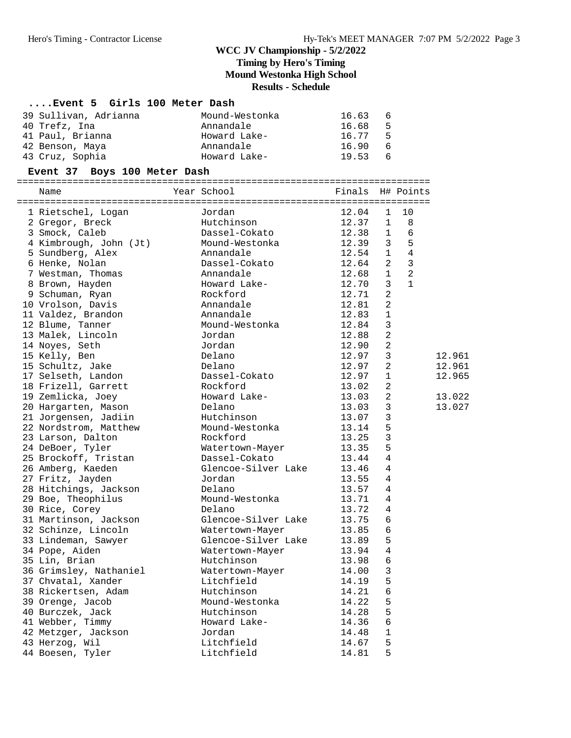WCC JV Championship - 5/2/2022

Timing by Hero's Timing

Mound Westonka High School

Results - Schedule

### ....Event 5 Girls 100 Meter Dash

| | | | | |
|---|---|---|---|---|
| 39 | Sullivan, Adrianna | Mound-Westonka | 16.63 | 6 |
| 40 | Trefz, Ina | Annandale | 16.68 | 5 |
| 41 | Paul, Brianna | Howard Lake- | 16.77 | 5 |
| 42 | Benson, Maya | Annandale | 16.90 | 6 |
| 43 | Cruz, Sophia | Howard Lake- | 19.53 | 6 |

### Event 37 Boys 100 Meter Dash

| | Name | Year School | Finals | H# | Points | |
|---|---|---|---|---|---|---|
| 1 | Rietschel, Logan | Jordan | 12.04 | 1 | 10 | |
| 2 | Gregor, Breck | Hutchinson | 12.37 | 1 | 8 | |
| 3 | Smock, Caleb | Dassel-Cokato | 12.38 | 1 | 6 | |
| 4 | Kimbrough, John (Jt) | Mound-Westonka | 12.39 | 3 | 5 | |
| 5 | Sundberg, Alex | Annandale | 12.54 | 1 | 4 | |
| 6 | Henke, Nolan | Dassel-Cokato | 12.64 | 2 | 3 | |
| 7 | Westman, Thomas | Annandale | 12.68 | 1 | 2 | |
| 8 | Brown, Hayden | Howard Lake- | 12.70 | 3 | 1 | |
| 9 | Schuman, Ryan | Rockford | 12.71 | 2 | | |
| 10 | Vrolson, Davis | Annandale | 12.81 | 2 | | |
| 11 | Valdez, Brandon | Annandale | 12.83 | 1 | | |
| 12 | Blume, Tanner | Mound-Westonka | 12.84 | 3 | | |
| 13 | Malek, Lincoln | Jordan | 12.88 | 2 | | |
| 14 | Noyes, Seth | Jordan | 12.90 | 2 | | |
| 15 | Kelly, Ben | Delano | 12.97 | 3 | | 12.961 |
| 15 | Schultz, Jake | Delano | 12.97 | 2 | | 12.961 |
| 17 | Selseth, Landon | Dassel-Cokato | 12.97 | 1 | | 12.965 |
| 18 | Frizell, Garrett | Rockford | 13.02 | 2 | | |
| 19 | Zemlicka, Joey | Howard Lake- | 13.03 | 2 | | 13.022 |
| 20 | Hargarten, Mason | Delano | 13.03 | 3 | | 13.027 |
| 21 | Jorgensen, Jadiin | Hutchinson | 13.07 | 3 | | |
| 22 | Nordstrom, Matthew | Mound-Westonka | 13.14 | 5 | | |
| 23 | Larson, Dalton | Rockford | 13.25 | 3 | | |
| 24 | DeBoer, Tyler | Watertown-Mayer | 13.35 | 5 | | |
| 25 | Brockoff, Tristan | Dassel-Cokato | 13.44 | 4 | | |
| 26 | Amberg, Kaeden | Glencoe-Silver Lake | 13.46 | 4 | | |
| 27 | Fritz, Jayden | Jordan | 13.55 | 4 | | |
| 28 | Hitchings, Jackson | Delano | 13.57 | 4 | | |
| 29 | Boe, Theophilus | Mound-Westonka | 13.71 | 4 | | |
| 30 | Rice, Corey | Delano | 13.72 | 4 | | |
| 31 | Martinson, Jackson | Glencoe-Silver Lake | 13.75 | 6 | | |
| 32 | Schinze, Lincoln | Watertown-Mayer | 13.85 | 6 | | |
| 33 | Lindeman, Sawyer | Glencoe-Silver Lake | 13.89 | 5 | | |
| 34 | Pope, Aiden | Watertown-Mayer | 13.94 | 4 | | |
| 35 | Lin, Brian | Hutchinson | 13.98 | 6 | | |
| 36 | Grimsley, Nathaniel | Watertown-Mayer | 14.00 | 3 | | |
| 37 | Chvatal, Xander | Litchfield | 14.19 | 5 | | |
| 38 | Rickertsen, Adam | Hutchinson | 14.21 | 6 | | |
| 39 | Orenge, Jacob | Mound-Westonka | 14.22 | 5 | | |
| 40 | Burczek, Jack | Hutchinson | 14.28 | 5 | | |
| 41 | Webber, Timmy | Howard Lake- | 14.36 | 6 | | |
| 42 | Metzger, Jackson | Jordan | 14.48 | 1 | | |
| 43 | Herzog, Wil | Litchfield | 14.67 | 5 | | |
| 44 | Boesen, Tyler | Litchfield | 14.81 | 5 | | |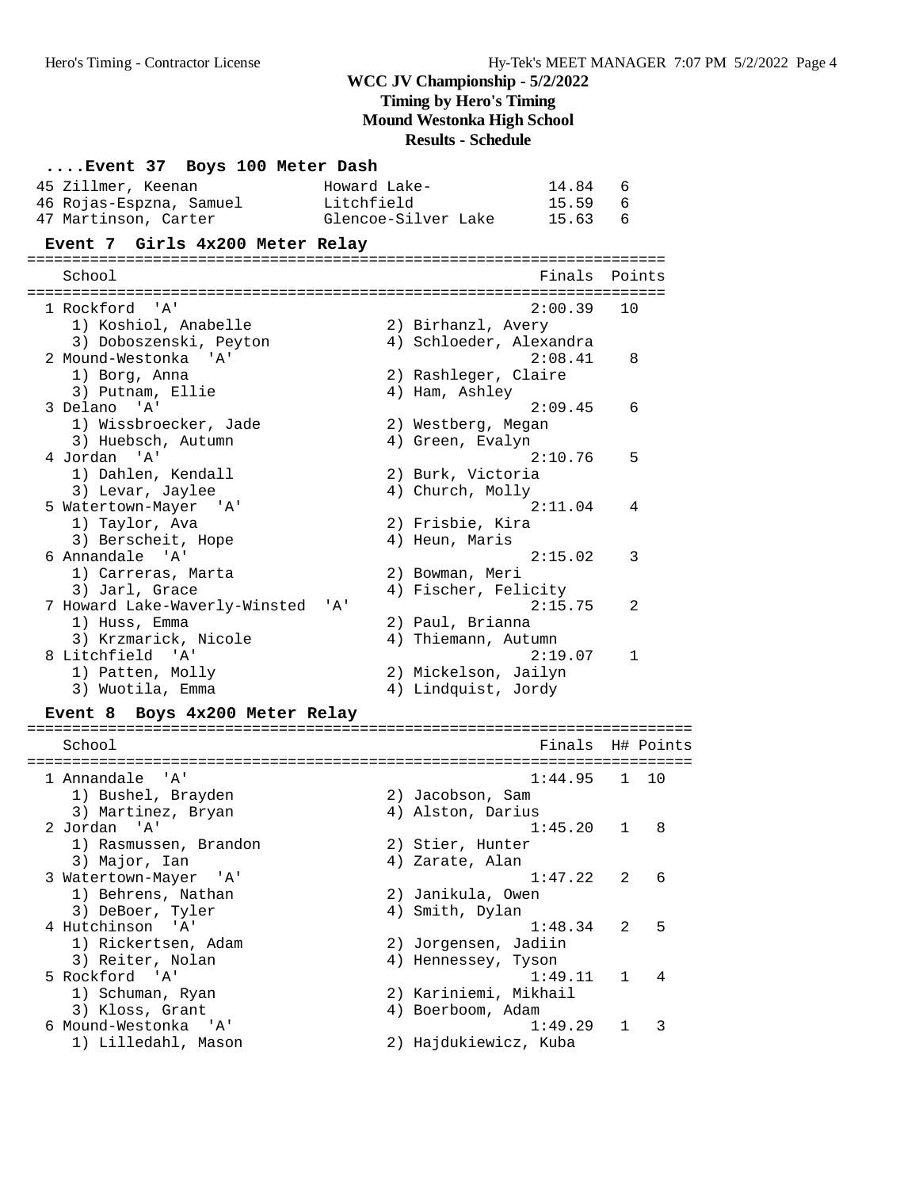## WCC JV Championship - 5/2/2022

**Timing by Hero's Timing**
**Mound Westonka High School**
**Results - Schedule**

### ....Event 37 Boys 100 Meter Dash

| | | | | |
|---|---|---|---|---|
| 45 | Zillmer, Keenan | Howard Lake- | 14.84 | 6 |
| 46 | Rojas-Espzna, Samuel | Litchfield | 15.59 | 6 |
| 47 | Martinson, Carter | Glencoe-Silver Lake | 15.63 | 6 |

### Event 7 Girls 4x200 Meter Relay

| | School | Finals | Points |
|---|---|---|---|
| 1 | Rockford 'A' | 2:00.39 | 10 |
| | 1) Koshiol, Anabelle; 2) Birhanzl, Avery; 3) Doboszenski, Peyton; 4) Schloeder, Alexandra | | |
| 2 | Mound-Westonka 'A' | 2:08.41 | 8 |
| | 1) Borg, Anna; 2) Rashleger, Claire; 3) Putnam, Ellie; 4) Ham, Ashley | | |
| 3 | Delano 'A' | 2:09.45 | 6 |
| | 1) Wissbroecker, Jade; 2) Westberg, Megan; 3) Huebsch, Autumn; 4) Green, Evalyn | | |
| 4 | Jordan 'A' | 2:10.76 | 5 |
| | 1) Dahlen, Kendall; 2) Burk, Victoria; 3) Levar, Jaylee; 4) Church, Molly | | |
| 5 | Watertown-Mayer 'A' | 2:11.04 | 4 |
| | 1) Taylor, Ava; 2) Frisbie, Kira; 3) Berscheit, Hope; 4) Heun, Maris | | |
| 6 | Annandale 'A' | 2:15.02 | 3 |
| | 1) Carreras, Marta; 2) Bowman, Meri; 3) Jarl, Grace; 4) Fischer, Felicity | | |
| 7 | Howard Lake-Waverly-Winsted 'A' | 2:15.75 | 2 |
| | 1) Huss, Emma; 2) Paul, Brianna; 3) Krzmarick, Nicole; 4) Thiemann, Autumn | | |
| 8 | Litchfield 'A' | 2:19.07 | 1 |
| | 1) Patten, Molly; 2) Mickelson, Jailyn; 3) Wuotila, Emma; 4) Lindquist, Jordy | | |

### Event 8 Boys 4x200 Meter Relay

| | School | Finals | H# | Points |
|---|---|---|---|---|
| 1 | Annandale 'A' | 1:44.95 | 1 | 10 |
| | 1) Bushel, Brayden; 2) Jacobson, Sam; 3) Martinez, Bryan; 4) Alston, Darius | | | |
| 2 | Jordan 'A' | 1:45.20 | 1 | 8 |
| | 1) Rasmussen, Brandon; 2) Stier, Hunter; 3) Major, Ian; 4) Zarate, Alan | | | |
| 3 | Watertown-Mayer 'A' | 1:47.22 | 2 | 6 |
| | 1) Behrens, Nathan; 2) Janikula, Owen; 3) DeBoer, Tyler; 4) Smith, Dylan | | | |
| 4 | Hutchinson 'A' | 1:48.34 | 2 | 5 |
| | 1) Rickertsen, Adam; 2) Jorgensen, Jadiin; 3) Reiter, Nolan; 4) Hennessey, Tyson | | | |
| 5 | Rockford 'A' | 1:49.11 | 1 | 4 |
| | 1) Schuman, Ryan; 2) Kariniemi, Mikhail; 3) Kloss, Grant; 4) Boerboom, Adam | | | |
| 6 | Mound-Westonka 'A' | 1:49.29 | 1 | 3 |
| | 1) Lilledahl, Mason; 2) Hajdukiewicz, Kuba | | | |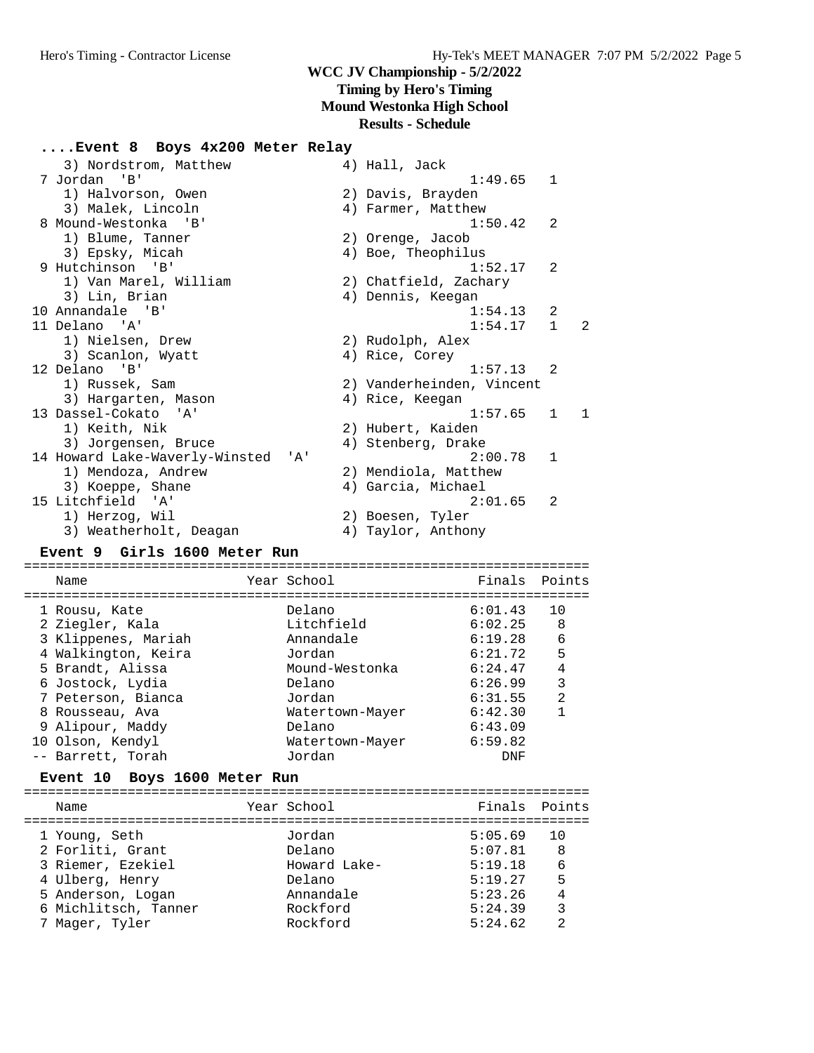**WCC JV Championship - 5/2/2022**
**Timing by Hero's Timing**
**Mound Westonka High School**
**Results - Schedule**

### ....Event 8 Boys 4x200 Meter Relay

```
   3) Nordstrom, Matthew              4) Hall, Jack
 7 Jordan  'B'                                  1:49.65   1
   1) Halvorson, Owen                 2) Davis, Brayden
   3) Malek, Lincoln                  4) Farmer, Matthew
 8 Mound-Westonka  'B'                          1:50.42   2
   1) Blume, Tanner                   2) Orenge, Jacob
   3) Epsky, Micah                    4) Boe, Theophilus
 9 Hutchinson  'B'                              1:52.17   2
   1) Van Marel, William              2) Chatfield, Zachary
   3) Lin, Brian                      4) Dennis, Keegan
10 Annandale  'B'                               1:54.13   2
11 Delano  'A'                                  1:54.17   1    2
   1) Nielsen, Drew                   2) Rudolph, Alex
   3) Scanlon, Wyatt                  4) Rice, Corey
12 Delano  'B'                                  1:57.13   2
   1) Russek, Sam                     2) Vanderheinden, Vincent
   3) Hargarten, Mason                4) Rice, Keegan
13 Dassel-Cokato  'A'                           1:57.65   1    1
   1) Keith, Nik                      2) Hubert, Kaiden
   3) Jorgensen, Bruce                4) Stenberg, Drake
14 Howard Lake-Waverly-Winsted  'A'             2:00.78   1
   1) Mendoza, Andrew                 2) Mendiola, Matthew
   3) Koeppe, Shane                   4) Garcia, Michael
15 Litchfield  'A'                              2:01.65   2
   1) Herzog, Wil                     2) Boesen, Tyler
   3) Weatherholt, Deagan             4) Taylor, Anthony
```

### Event 9 Girls 1600 Meter Run

| Name | Year | School | Finals | Points |
|---|---|---|---|---|
| 1 Rousu, Kate | | Delano | 6:01.43 | 10 |
| 2 Ziegler, Kala | | Litchfield | 6:02.25 | 8 |
| 3 Klippenes, Mariah | | Annandale | 6:19.28 | 6 |
| 4 Walkington, Keira | | Jordan | 6:21.72 | 5 |
| 5 Brandt, Alissa | | Mound-Westonka | 6:24.47 | 4 |
| 6 Jostock, Lydia | | Delano | 6:26.99 | 3 |
| 7 Peterson, Bianca | | Jordan | 6:31.55 | 2 |
| 8 Rousseau, Ava | | Watertown-Mayer | 6:42.30 | 1 |
| 9 Alipour, Maddy | | Delano | 6:43.09 | |
| 10 Olson, Kendyl | | Watertown-Mayer | 6:59.82 | |
| -- Barrett, Torah | | Jordan | DNF | |

### Event 10 Boys 1600 Meter Run

| Name | Year | School | Finals | Points |
|---|---|---|---|---|
| 1 Young, Seth | | Jordan | 5:05.69 | 10 |
| 2 Forliti, Grant | | Delano | 5:07.81 | 8 |
| 3 Riemer, Ezekiel | | Howard Lake- | 5:19.18 | 6 |
| 4 Ulberg, Henry | | Delano | 5:19.27 | 5 |
| 5 Anderson, Logan | | Annandale | 5:23.26 | 4 |
| 6 Michlitsch, Tanner | | Rockford | 5:24.39 | 3 |
| 7 Mager, Tyler | | Rockford | 5:24.62 | 2 |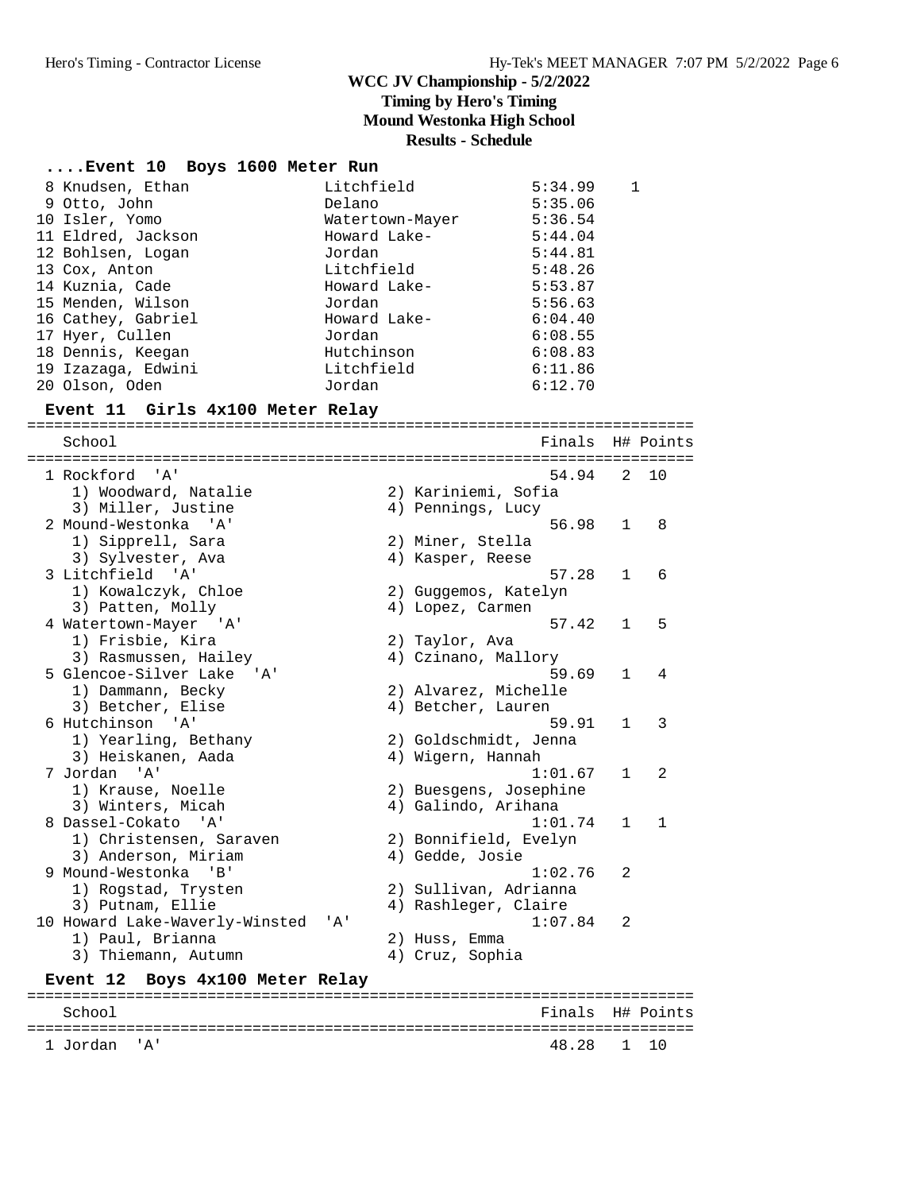# WCC JV Championship - 5/2/2022

**Timing by Hero's Timing**
**Mound Westonka High School**
**Results - Schedule**

### ....Event 10 Boys 1600 Meter Run

| Place | Name | School | Finals | Points |
|---|---|---|---|---|
| 8 | Knudsen, Ethan | Litchfield | 5:34.99 | 1 |
| 9 | Otto, John | Delano | 5:35.06 | |
| 10 | Isler, Yomo | Watertown-Mayer | 5:36.54 | |
| 11 | Eldred, Jackson | Howard Lake- | 5:44.04 | |
| 12 | Bohlsen, Logan | Jordan | 5:44.81 | |
| 13 | Cox, Anton | Litchfield | 5:48.26 | |
| 14 | Kuznia, Cade | Howard Lake- | 5:53.87 | |
| 15 | Menden, Wilson | Jordan | 5:56.63 | |
| 16 | Cathey, Gabriel | Howard Lake- | 6:04.40 | |
| 17 | Hyer, Cullen | Jordan | 6:08.55 | |
| 18 | Dennis, Keegan | Hutchinson | 6:08.83 | |
| 19 | Izazaga, Edwini | Litchfield | 6:11.86 | |
| 20 | Olson, Oden | Jordan | 6:12.70 | |

### Event 11 Girls 4x100 Meter Relay

| Place | School | Runners | Finals | H# | Points |
|---|---|---|---|---|---|
| 1 | Rockford 'A' | 1) Woodward, Natalie; 2) Kariniemi, Sofia; 3) Miller, Justine; 4) Pennings, Lucy | 54.94 | 2 | 10 |
| 2 | Mound-Westonka 'A' | 1) Sipprell, Sara; 2) Miner, Stella; 3) Sylvester, Ava; 4) Kasper, Reese | 56.98 | 1 | 8 |
| 3 | Litchfield 'A' | 1) Kowalczyk, Chloe; 2) Guggemos, Katelyn; 3) Patten, Molly; 4) Lopez, Carmen | 57.28 | 1 | 6 |
| 4 | Watertown-Mayer 'A' | 1) Frisbie, Kira; 2) Taylor, Ava; 3) Rasmussen, Hailey; 4) Czinano, Mallory | 57.42 | 1 | 5 |
| 5 | Glencoe-Silver Lake 'A' | 1) Dammann, Becky; 2) Alvarez, Michelle; 3) Betcher, Elise; 4) Betcher, Lauren | 59.69 | 1 | 4 |
| 6 | Hutchinson 'A' | 1) Yearling, Bethany; 2) Goldschmidt, Jenna; 3) Heiskanen, Aada; 4) Wigern, Hannah | 59.91 | 1 | 3 |
| 7 | Jordan 'A' | 1) Krause, Noelle; 2) Buesgens, Josephine; 3) Winters, Micah; 4) Galindo, Arihana | 1:01.67 | 1 | 2 |
| 8 | Dassel-Cokato 'A' | 1) Christensen, Saraven; 2) Bonnifield, Evelyn; 3) Anderson, Miriam; 4) Gedde, Josie | 1:01.74 | 1 | 1 |
| 9 | Mound-Westonka 'B' | 1) Rogstad, Trysten; 2) Sullivan, Adrianna; 3) Putnam, Ellie; 4) Rashleger, Claire | 1:02.76 | 2 | |
| 10 | Howard Lake-Waverly-Winsted 'A' | 1) Paul, Brianna; 2) Huss, Emma; 3) Thiemann, Autumn; 4) Cruz, Sophia | 1:07.84 | 2 | |

### Event 12 Boys 4x100 Meter Relay

| Place | School | Finals | H# | Points |
|---|---|---|---|---|
| 1 | Jordan 'A' | 48.28 | 1 | 10 |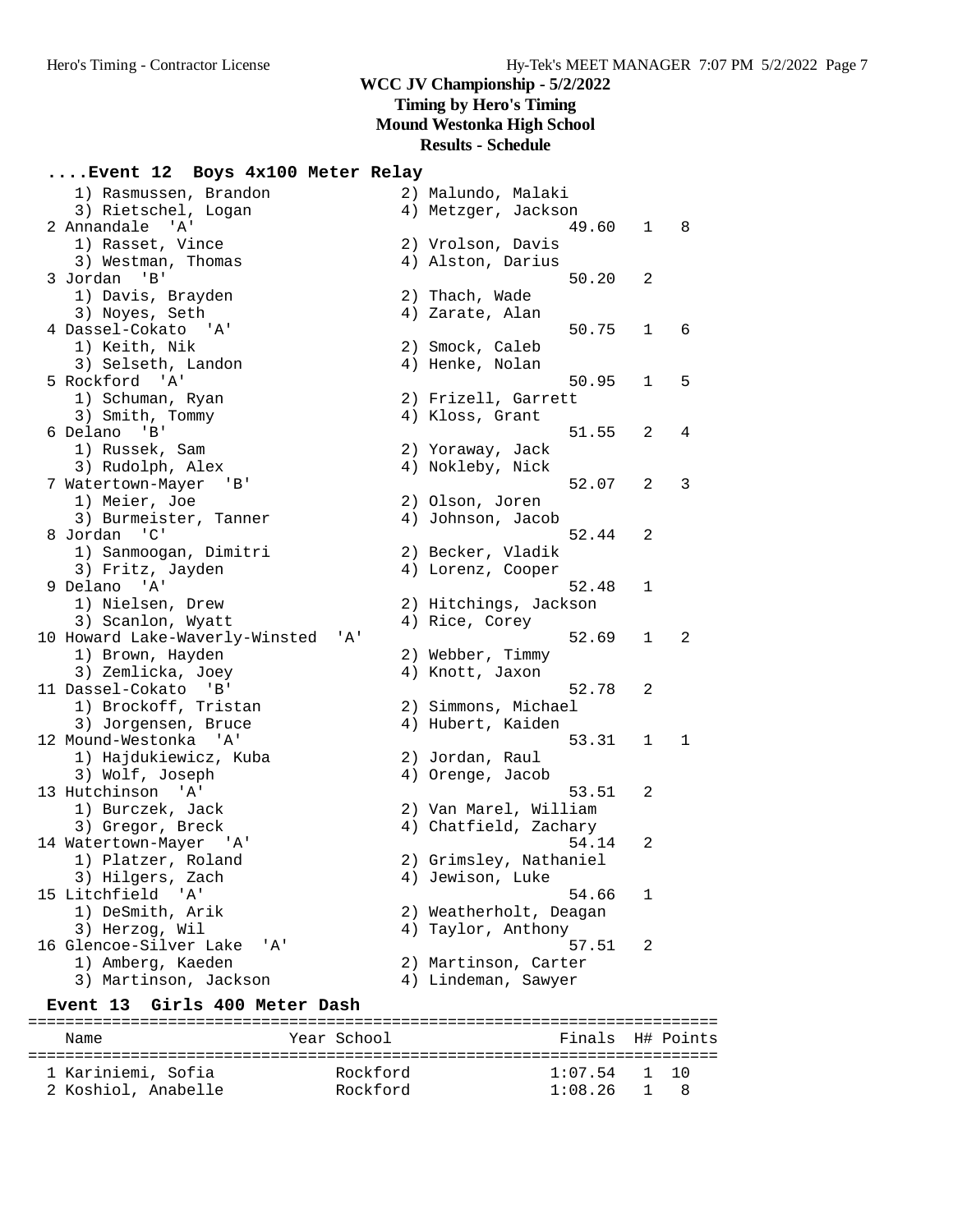WCC JV Championship - 5/2/2022
Timing by Hero's Timing
Mound Westonka High School
Results - Schedule

#### ....Event 12  Boys 4x100 Meter Relay

| | | | | |
|---|---|---|---|---|
| | 1) Rasmussen, Brandon / 3) Rietschel, Logan | 2) Malundo, Malaki / 4) Metzger, Jackson | | |
| 2 Annandale 'A' | 1) Rasset, Vince / 3) Westman, Thomas | 2) Vrolson, Davis / 4) Alston, Darius | 49.60 | 1 | 8 |
| 3 Jordan 'B' | 1) Davis, Brayden / 3) Noyes, Seth | 2) Thach, Wade / 4) Zarate, Alan | 50.20 | 2 | |
| 4 Dassel-Cokato 'A' | 1) Keith, Nik / 3) Selseth, Landon | 2) Smock, Caleb / 4) Henke, Nolan | 50.75 | 1 | 6 |

Let me lay it out more faithfully:

```
    1) Rasmussen, Brandon            2) Malundo, Malaki
    3) Rietschel, Logan              4) Metzger, Jackson
 2 Annandale  'A'                                 49.60   1   8
    1) Rasset, Vince                 2) Vrolson, Davis
    3) Westman, Thomas               4) Alston, Darius
 3 Jordan  'B'                                    50.20   2
    1) Davis, Brayden                2) Thach, Wade
    3) Noyes, Seth                   4) Zarate, Alan
 4 Dassel-Cokato  'A'                             50.75   1   6
    1) Keith, Nik                    2) Smock, Caleb
    3) Selseth, Landon               4) Henke, Nolan
 5 Rockford  'A'                                  50.95   1   5
    1) Schuman, Ryan                 2) Frizell, Garrett
    3) Smith, Tommy                  4) Kloss, Grant
 6 Delano  'B'                                    51.55   2   4
    1) Russek, Sam                   2) Yoraway, Jack
    3) Rudolph, Alex                 4) Nokleby, Nick
 7 Watertown-Mayer  'B'                           52.07   2   3
    1) Meier, Joe                    2) Olson, Joren
    3) Burmeister, Tanner            4) Johnson, Jacob
 8 Jordan  'C'                                    52.44   2
    1) Sanmoogan, Dimitri            2) Becker, Vladik
    3) Fritz, Jayden                 4) Lorenz, Cooper
 9 Delano  'A'                                    52.48   1
    1) Nielsen, Drew                 2) Hitchings, Jackson
    3) Scanlon, Wyatt                4) Rice, Corey
10 Howard Lake-Waverly-Winsted  'A'               52.69   1   2
    1) Brown, Hayden                 2) Webber, Timmy
    3) Zemlicka, Joey                4) Knott, Jaxon
11 Dassel-Cokato  'B'                             52.78   2
    1) Brockoff, Tristan             2) Simmons, Michael
    3) Jorgensen, Bruce              4) Hubert, Kaiden
12 Mound-Westonka  'A'                            53.31   1   1
    1) Hajdukiewicz, Kuba            2) Jordan, Raul
    3) Wolf, Joseph                  4) Orenge, Jacob
13 Hutchinson  'A'                                53.51   2
    1) Burczek, Jack                 2) Van Marel, William
    3) Gregor, Breck                 4) Chatfield, Zachary
14 Watertown-Mayer  'A'                           54.14   2
    1) Platzer, Roland               2) Grimsley, Nathaniel
    3) Hilgers, Zach                 4) Jewison, Luke
15 Litchfield  'A'                                54.66   1
    1) DeSmith, Arik                 2) Weatherholt, Deagan
    3) Herzog, Wil                   4) Taylor, Anthony
16 Glencoe-Silver Lake  'A'                       57.51   2
    1) Amberg, Kaeden                2) Martinson, Carter
    3) Martinson, Jackson            4) Lindeman, Sawyer
```

#### Event 13  Girls 400 Meter Dash

| Name | Year | School | Finals | H# | Points |
|---|---|---|---|---|---|
| 1 Kariniemi, Sofia | | Rockford | 1:07.54 | 1 | 10 |
| 2 Koshiol, Anabelle | | Rockford | 1:08.26 | 1 | 8 |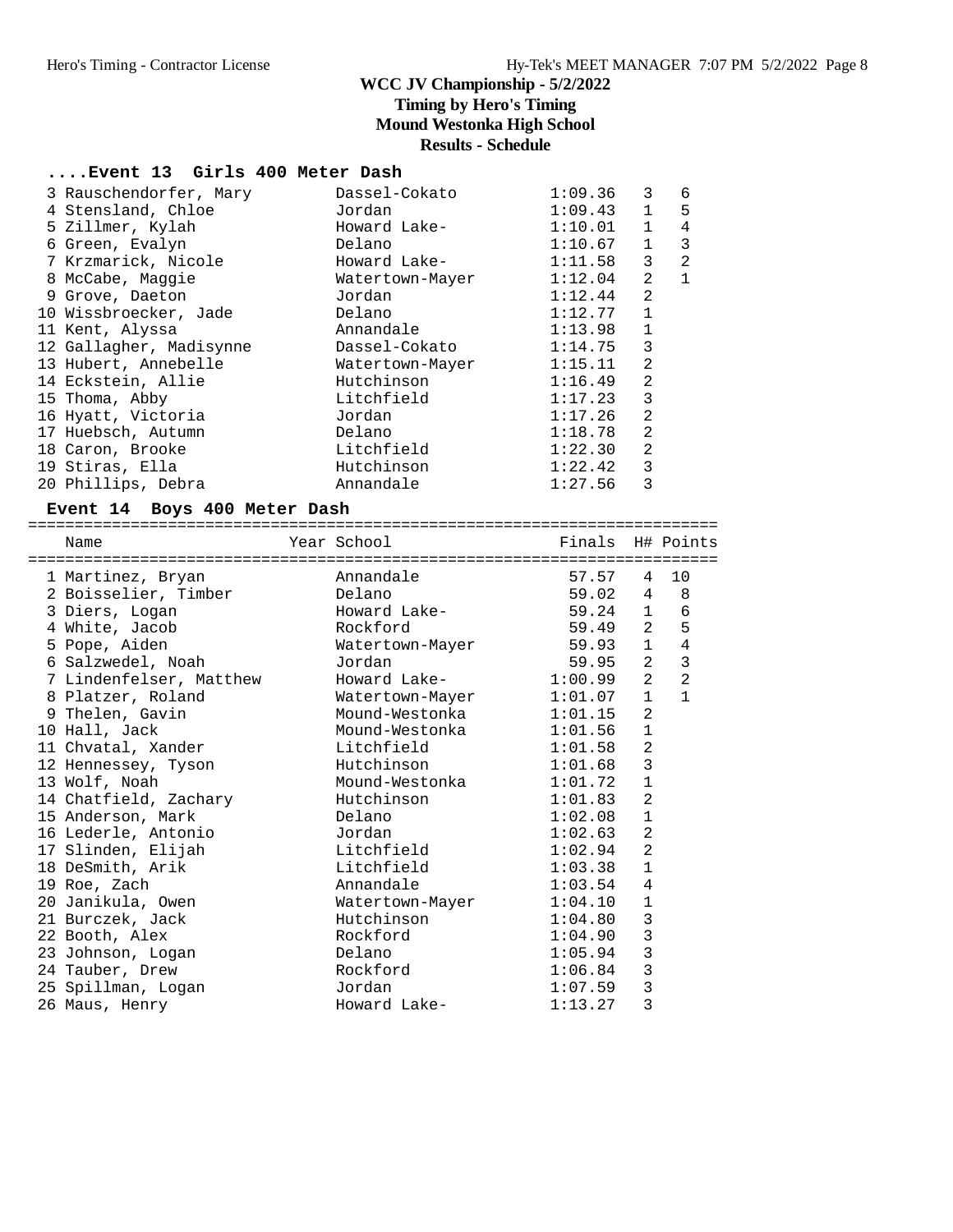## WCC JV Championship - 5/2/2022

**Timing by Hero's Timing**

**Mound Westonka High School**

**Results - Schedule**

### ....Event 13 Girls 400 Meter Dash

| | Name | Year | School | Finals | H# | Points |
|---|---|---|---|---|---|---|
| 3 | Rauschendorfer, Mary | | Dassel-Cokato | 1:09.36 | 3 | 6 |
| 4 | Stensland, Chloe | | Jordan | 1:09.43 | 1 | 5 |
| 5 | Zillmer, Kylah | | Howard Lake- | 1:10.01 | 1 | 4 |
| 6 | Green, Evalyn | | Delano | 1:10.67 | 1 | 3 |
| 7 | Krzmarick, Nicole | | Howard Lake- | 1:11.58 | 3 | 2 |
| 8 | McCabe, Maggie | | Watertown-Mayer | 1:12.04 | 2 | 1 |
| 9 | Grove, Daeton | | Jordan | 1:12.44 | 2 | |
| 10 | Wissbroecker, Jade | | Delano | 1:12.77 | 1 | |
| 11 | Kent, Alyssa | | Annandale | 1:13.98 | 1 | |
| 12 | Gallagher, Madisynne | | Dassel-Cokato | 1:14.75 | 3 | |
| 13 | Hubert, Annebelle | | Watertown-Mayer | 1:15.11 | 2 | |
| 14 | Eckstein, Allie | | Hutchinson | 1:16.49 | 2 | |
| 15 | Thoma, Abby | | Litchfield | 1:17.23 | 3 | |
| 16 | Hyatt, Victoria | | Jordan | 1:17.26 | 2 | |
| 17 | Huebsch, Autumn | | Delano | 1:18.78 | 2 | |
| 18 | Caron, Brooke | | Litchfield | 1:22.30 | 2 | |
| 19 | Stiras, Ella | | Hutchinson | 1:22.42 | 3 | |
| 20 | Phillips, Debra | | Annandale | 1:27.56 | 3 | |

### Event 14 Boys 400 Meter Dash

| | Name | Year | School | Finals | H# | Points |
|---|---|---|---|---|---|---|
| 1 | Martinez, Bryan | | Annandale | 57.57 | 4 | 10 |
| 2 | Boisselier, Timber | | Delano | 59.02 | 4 | 8 |
| 3 | Diers, Logan | | Howard Lake- | 59.24 | 1 | 6 |
| 4 | White, Jacob | | Rockford | 59.49 | 2 | 5 |
| 5 | Pope, Aiden | | Watertown-Mayer | 59.93 | 1 | 4 |
| 6 | Salzwedel, Noah | | Jordan | 59.95 | 2 | 3 |
| 7 | Lindenfelser, Matthew | | Howard Lake- | 1:00.99 | 2 | 2 |
| 8 | Platzer, Roland | | Watertown-Mayer | 1:01.07 | 1 | 1 |
| 9 | Thelen, Gavin | | Mound-Westonka | 1:01.15 | 2 | |
| 10 | Hall, Jack | | Mound-Westonka | 1:01.56 | 1 | |
| 11 | Chvatal, Xander | | Litchfield | 1:01.58 | 2 | |
| 12 | Hennessey, Tyson | | Hutchinson | 1:01.68 | 3 | |
| 13 | Wolf, Noah | | Mound-Westonka | 1:01.72 | 1 | |
| 14 | Chatfield, Zachary | | Hutchinson | 1:01.83 | 2 | |
| 15 | Anderson, Mark | | Delano | 1:02.08 | 1 | |
| 16 | Lederle, Antonio | | Jordan | 1:02.63 | 2 | |
| 17 | Slinden, Elijah | | Litchfield | 1:02.94 | 2 | |
| 18 | DeSmith, Arik | | Litchfield | 1:03.38 | 1 | |
| 19 | Roe, Zach | | Annandale | 1:03.54 | 4 | |
| 20 | Janikula, Owen | | Watertown-Mayer | 1:04.10 | 1 | |
| 21 | Burczek, Jack | | Hutchinson | 1:04.80 | 3 | |
| 22 | Booth, Alex | | Rockford | 1:04.90 | 3 | |
| 23 | Johnson, Logan | | Delano | 1:05.94 | 3 | |
| 24 | Tauber, Drew | | Rockford | 1:06.84 | 3 | |
| 25 | Spillman, Logan | | Jordan | 1:07.59 | 3 | |
| 26 | Maus, Henry | | Howard Lake- | 1:13.27 | 3 | |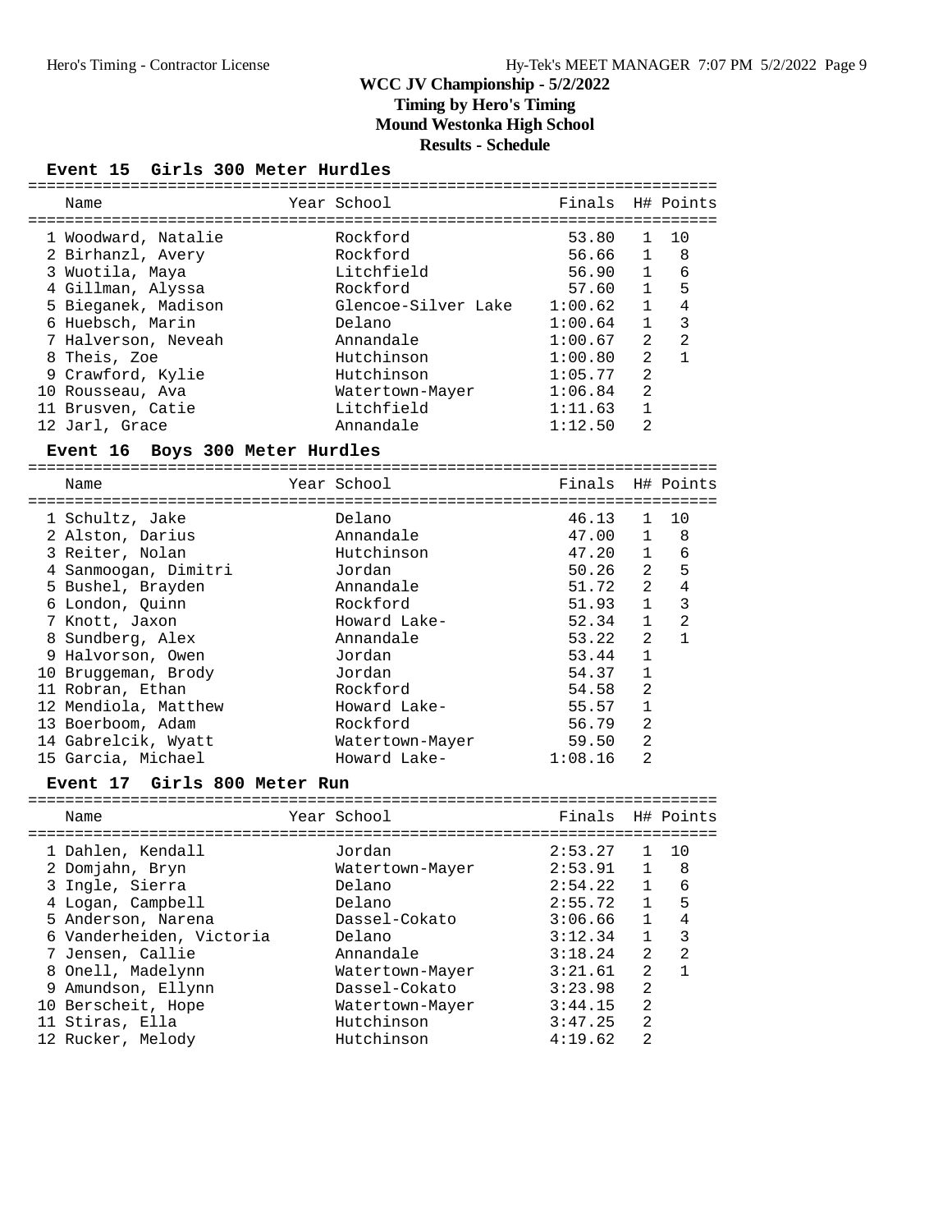# WCC JV Championship - 5/2/2022

**Timing by Hero's Timing**

**Mound Westonka High School**

**Results - Schedule**

## Event 15 Girls 300 Meter Hurdles

| | Name | Year | School | Finals | H# | Points |
|---|---|---|---|---|---|---|
| 1 | Woodward, Natalie | | Rockford | 53.80 | 1 | 10 |
| 2 | Birhanzl, Avery | | Rockford | 56.66 | 1 | 8 |
| 3 | Wuotila, Maya | | Litchfield | 56.90 | 1 | 6 |
| 4 | Gillman, Alyssa | | Rockford | 57.60 | 1 | 5 |
| 5 | Bieganek, Madison | | Glencoe-Silver Lake | 1:00.62 | 1 | 4 |
| 6 | Huebsch, Marin | | Delano | 1:00.64 | 1 | 3 |
| 7 | Halverson, Neveah | | Annandale | 1:00.67 | 2 | 2 |
| 8 | Theis, Zoe | | Hutchinson | 1:00.80 | 2 | 1 |
| 9 | Crawford, Kylie | | Hutchinson | 1:05.77 | 2 | |
| 10 | Rousseau, Ava | | Watertown-Mayer | 1:06.84 | 2 | |
| 11 | Brusven, Catie | | Litchfield | 1:11.63 | 1 | |
| 12 | Jarl, Grace | | Annandale | 1:12.50 | 2 | |

## Event 16 Boys 300 Meter Hurdles

| | Name | Year | School | Finals | H# | Points |
|---|---|---|---|---|---|---|
| 1 | Schultz, Jake | | Delano | 46.13 | 1 | 10 |
| 2 | Alston, Darius | | Annandale | 47.00 | 1 | 8 |
| 3 | Reiter, Nolan | | Hutchinson | 47.20 | 1 | 6 |
| 4 | Sanmoogan, Dimitri | | Jordan | 50.26 | 2 | 5 |
| 5 | Bushel, Brayden | | Annandale | 51.72 | 2 | 4 |
| 6 | London, Quinn | | Rockford | 51.93 | 1 | 3 |
| 7 | Knott, Jaxon | | Howard Lake- | 52.34 | 1 | 2 |
| 8 | Sundberg, Alex | | Annandale | 53.22 | 2 | 1 |
| 9 | Halvorson, Owen | | Jordan | 53.44 | 1 | |
| 10 | Bruggeman, Brody | | Jordan | 54.37 | 1 | |
| 11 | Robran, Ethan | | Rockford | 54.58 | 2 | |
| 12 | Mendiola, Matthew | | Howard Lake- | 55.57 | 1 | |
| 13 | Boerboom, Adam | | Rockford | 56.79 | 2 | |
| 14 | Gabrelcik, Wyatt | | Watertown-Mayer | 59.50 | 2 | |
| 15 | Garcia, Michael | | Howard Lake- | 1:08.16 | 2 | |

## Event 17 Girls 800 Meter Run

| | Name | Year | School | Finals | H# | Points |
|---|---|---|---|---|---|---|
| 1 | Dahlen, Kendall | | Jordan | 2:53.27 | 1 | 10 |
| 2 | Domjahn, Bryn | | Watertown-Mayer | 2:53.91 | 1 | 8 |
| 3 | Ingle, Sierra | | Delano | 2:54.22 | 1 | 6 |
| 4 | Logan, Campbell | | Delano | 2:55.72 | 1 | 5 |
| 5 | Anderson, Narena | | Dassel-Cokato | 3:06.66 | 1 | 4 |
| 6 | Vanderheiden, Victoria | | Delano | 3:12.34 | 1 | 3 |
| 7 | Jensen, Callie | | Annandale | 3:18.24 | 2 | 2 |
| 8 | Onell, Madelynn | | Watertown-Mayer | 3:21.61 | 2 | 1 |
| 9 | Amundson, Ellynn | | Dassel-Cokato | 3:23.98 | 2 | |
| 10 | Berscheit, Hope | | Watertown-Mayer | 3:44.15 | 2 | |
| 11 | Stiras, Ella | | Hutchinson | 3:47.25 | 2 | |
| 12 | Rucker, Melody | | Hutchinson | 4:19.62 | 2 | |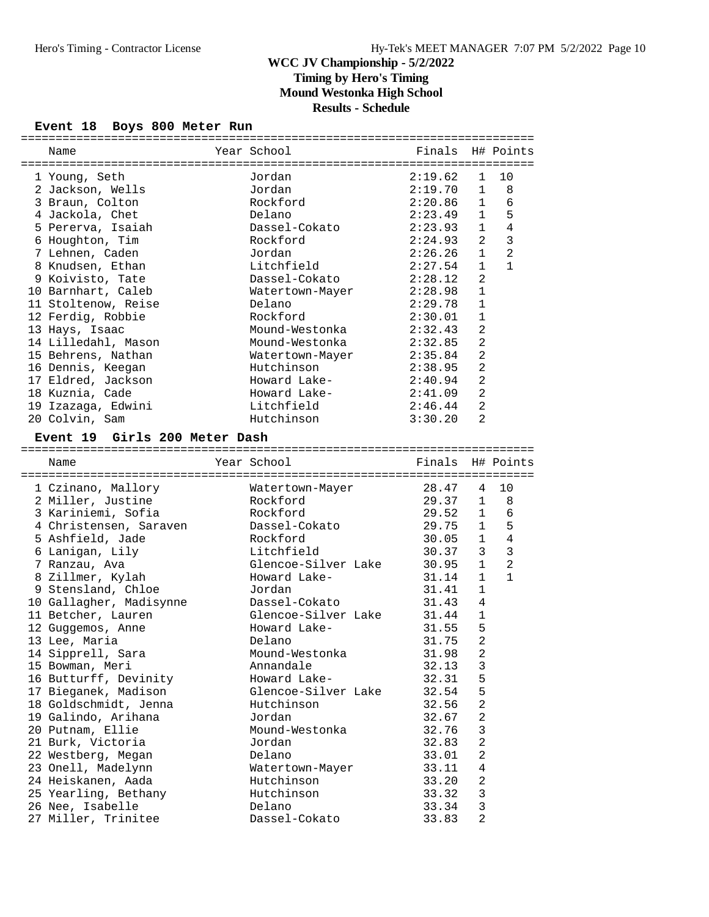# WCC JV Championship - 5/2/2022

**Timing by Hero's Timing**

**Mound Westonka High School**

**Results - Schedule**

### Event 18 Boys 800 Meter Run

| | Name | Year | School | Finals | H# | Points |
|---|---|---|---|---|---|---|
| 1 | Young, Seth | | Jordan | 2:19.62 | 1 | 10 |
| 2 | Jackson, Wells | | Jordan | 2:19.70 | 1 | 8 |
| 3 | Braun, Colton | | Rockford | 2:20.86 | 1 | 6 |
| 4 | Jackola, Chet | | Delano | 2:23.49 | 1 | 5 |
| 5 | Pererva, Isaiah | | Dassel-Cokato | 2:23.93 | 1 | 4 |
| 6 | Houghton, Tim | | Rockford | 2:24.93 | 2 | 3 |
| 7 | Lehnen, Caden | | Jordan | 2:26.26 | 1 | 2 |
| 8 | Knudsen, Ethan | | Litchfield | 2:27.54 | 1 | 1 |
| 9 | Koivisto, Tate | | Dassel-Cokato | 2:28.12 | 2 | |
| 10 | Barnhart, Caleb | | Watertown-Mayer | 2:28.98 | 1 | |
| 11 | Stoltenow, Reise | | Delano | 2:29.78 | 1 | |
| 12 | Ferdig, Robbie | | Rockford | 2:30.01 | 1 | |
| 13 | Hays, Isaac | | Mound-Westonka | 2:32.43 | 2 | |
| 14 | Lilledahl, Mason | | Mound-Westonka | 2:32.85 | 2 | |
| 15 | Behrens, Nathan | | Watertown-Mayer | 2:35.84 | 2 | |
| 16 | Dennis, Keegan | | Hutchinson | 2:38.95 | 2 | |
| 17 | Eldred, Jackson | | Howard Lake- | 2:40.94 | 2 | |
| 18 | Kuznia, Cade | | Howard Lake- | 2:41.09 | 2 | |
| 19 | Izazaga, Edwini | | Litchfield | 2:46.44 | 2 | |
| 20 | Colvin, Sam | | Hutchinson | 3:30.20 | 2 | |

### Event 19 Girls 200 Meter Dash

| | Name | Year | School | Finals | H# | Points |
|---|---|---|---|---|---|---|
| 1 | Czinano, Mallory | | Watertown-Mayer | 28.47 | 4 | 10 |
| 2 | Miller, Justine | | Rockford | 29.37 | 1 | 8 |
| 3 | Kariniemi, Sofia | | Rockford | 29.52 | 1 | 6 |
| 4 | Christensen, Saraven | | Dassel-Cokato | 29.75 | 1 | 5 |
| 5 | Ashfield, Jade | | Rockford | 30.05 | 1 | 4 |
| 6 | Lanigan, Lily | | Litchfield | 30.37 | 3 | 3 |
| 7 | Ranzau, Ava | | Glencoe-Silver Lake | 30.95 | 1 | 2 |
| 8 | Zillmer, Kylah | | Howard Lake- | 31.14 | 1 | 1 |
| 9 | Stensland, Chloe | | Jordan | 31.41 | 1 | |
| 10 | Gallagher, Madisynne | | Dassel-Cokato | 31.43 | 4 | |
| 11 | Betcher, Lauren | | Glencoe-Silver Lake | 31.44 | 1 | |
| 12 | Guggemos, Anne | | Howard Lake- | 31.55 | 5 | |
| 13 | Lee, Maria | | Delano | 31.75 | 2 | |
| 14 | Sipprell, Sara | | Mound-Westonka | 31.98 | 2 | |
| 15 | Bowman, Meri | | Annandale | 32.13 | 3 | |
| 16 | Butturff, Devinity | | Howard Lake- | 32.31 | 5 | |
| 17 | Bieganek, Madison | | Glencoe-Silver Lake | 32.54 | 5 | |
| 18 | Goldschmidt, Jenna | | Hutchinson | 32.56 | 2 | |
| 19 | Galindo, Arihana | | Jordan | 32.67 | 2 | |
| 20 | Putnam, Ellie | | Mound-Westonka | 32.76 | 3 | |
| 21 | Burk, Victoria | | Jordan | 32.83 | 2 | |
| 22 | Westberg, Megan | | Delano | 33.01 | 2 | |
| 23 | Onell, Madelynn | | Watertown-Mayer | 33.11 | 4 | |
| 24 | Heiskanen, Aada | | Hutchinson | 33.20 | 2 | |
| 25 | Yearling, Bethany | | Hutchinson | 33.32 | 3 | |
| 26 | Nee, Isabelle | | Delano | 33.34 | 3 | |
| 27 | Miller, Trinitee | | Dassel-Cokato | 33.83 | 2 | |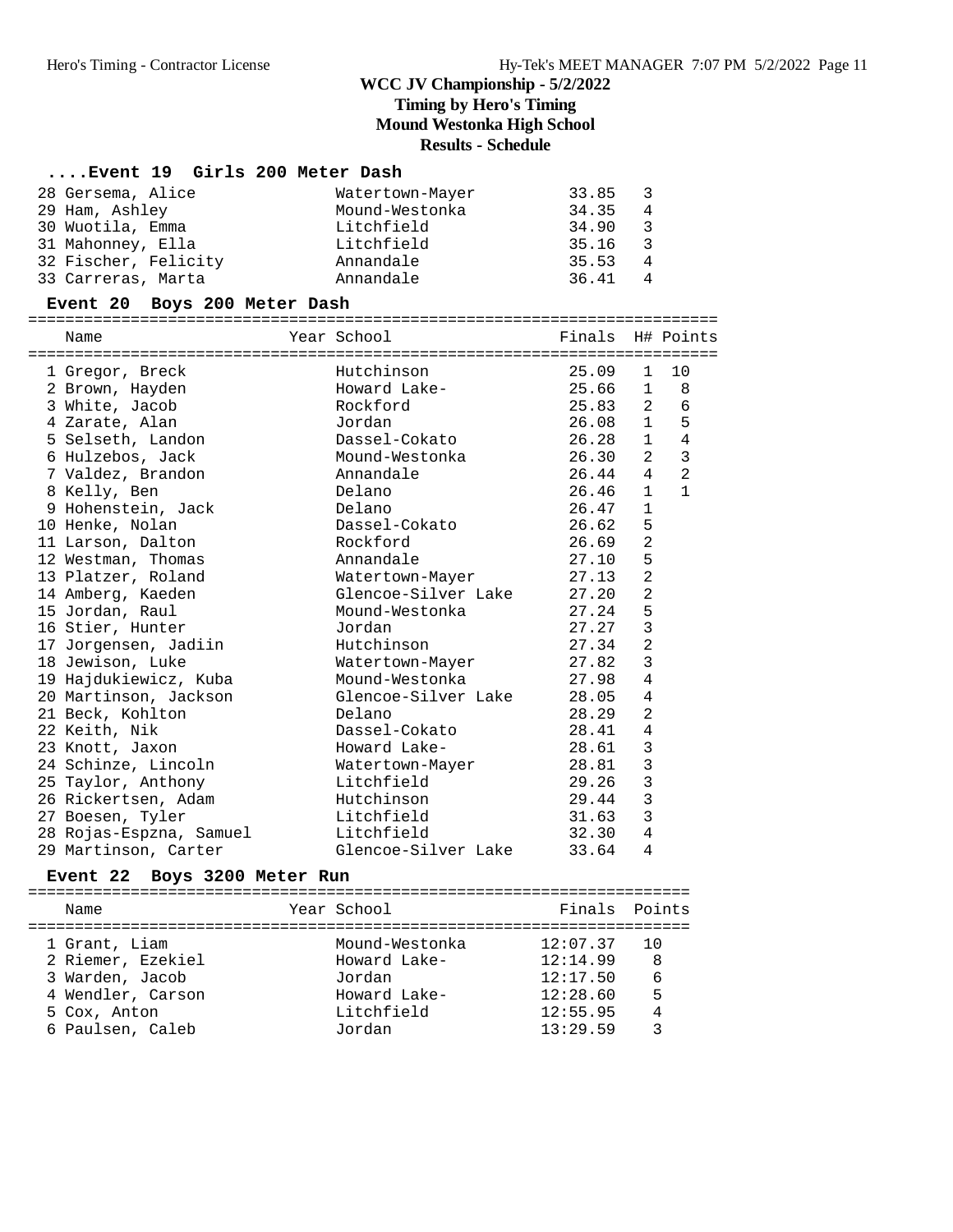# WCC JV Championship - 5/2/2022

**Timing by Hero's Timing**

**Mound Westonka High School**

**Results - Schedule**

### ....Event 19 Girls 200 Meter Dash

| | | | | |
|---|---|---|---|---|
| 28 | Gersema, Alice | Watertown-Mayer | 33.85 | 3 |
| 29 | Ham, Ashley | Mound-Westonka | 34.35 | 4 |
| 30 | Wuotila, Emma | Litchfield | 34.90 | 3 |
| 31 | Mahonney, Ella | Litchfield | 35.16 | 3 |
| 32 | Fischer, Felicity | Annandale | 35.53 | 4 |
| 33 | Carreras, Marta | Annandale | 36.41 | 4 |

### Event 20 Boys 200 Meter Dash

| | Name | Year | School | Finals | H# | Points |
|---|---|---|---|---|---|---|
| 1 | Gregor, Breck | | Hutchinson | 25.09 | 1 | 10 |
| 2 | Brown, Hayden | | Howard Lake- | 25.66 | 1 | 8 |
| 3 | White, Jacob | | Rockford | 25.83 | 2 | 6 |
| 4 | Zarate, Alan | | Jordan | 26.08 | 1 | 5 |
| 5 | Selseth, Landon | | Dassel-Cokato | 26.28 | 1 | 4 |
| 6 | Hulzebos, Jack | | Mound-Westonka | 26.30 | 2 | 3 |
| 7 | Valdez, Brandon | | Annandale | 26.44 | 4 | 2 |
| 8 | Kelly, Ben | | Delano | 26.46 | 1 | 1 |
| 9 | Hohenstein, Jack | | Delano | 26.47 | 1 | |
| 10 | Henke, Nolan | | Dassel-Cokato | 26.62 | 5 | |
| 11 | Larson, Dalton | | Rockford | 26.69 | 2 | |
| 12 | Westman, Thomas | | Annandale | 27.10 | 5 | |
| 13 | Platzer, Roland | | Watertown-Mayer | 27.13 | 2 | |
| 14 | Amberg, Kaeden | | Glencoe-Silver Lake | 27.20 | 2 | |
| 15 | Jordan, Raul | | Mound-Westonka | 27.24 | 5 | |
| 16 | Stier, Hunter | | Jordan | 27.27 | 3 | |
| 17 | Jorgensen, Jadiin | | Hutchinson | 27.34 | 2 | |
| 18 | Jewison, Luke | | Watertown-Mayer | 27.82 | 3 | |
| 19 | Hajdukiewicz, Kuba | | Mound-Westonka | 27.98 | 4 | |
| 20 | Martinson, Jackson | | Glencoe-Silver Lake | 28.05 | 4 | |
| 21 | Beck, Kohlton | | Delano | 28.29 | 2 | |
| 22 | Keith, Nik | | Dassel-Cokato | 28.41 | 4 | |
| 23 | Knott, Jaxon | | Howard Lake- | 28.61 | 3 | |
| 24 | Schinze, Lincoln | | Watertown-Mayer | 28.81 | 3 | |
| 25 | Taylor, Anthony | | Litchfield | 29.26 | 3 | |
| 26 | Rickertsen, Adam | | Hutchinson | 29.44 | 3 | |
| 27 | Boesen, Tyler | | Litchfield | 31.63 | 3 | |
| 28 | Rojas-Espzna, Samuel | | Litchfield | 32.30 | 4 | |
| 29 | Martinson, Carter | | Glencoe-Silver Lake | 33.64 | 4 | |

### Event 22 Boys 3200 Meter Run

| | Name | Year | School | Finals | Points |
|---|---|---|---|---|---|
| 1 | Grant, Liam | | Mound-Westonka | 12:07.37 | 10 |
| 2 | Riemer, Ezekiel | | Howard Lake- | 12:14.99 | 8 |
| 3 | Warden, Jacob | | Jordan | 12:17.50 | 6 |
| 4 | Wendler, Carson | | Howard Lake- | 12:28.60 | 5 |
| 5 | Cox, Anton | | Litchfield | 12:55.95 | 4 |
| 6 | Paulsen, Caleb | | Jordan | 13:29.59 | 3 |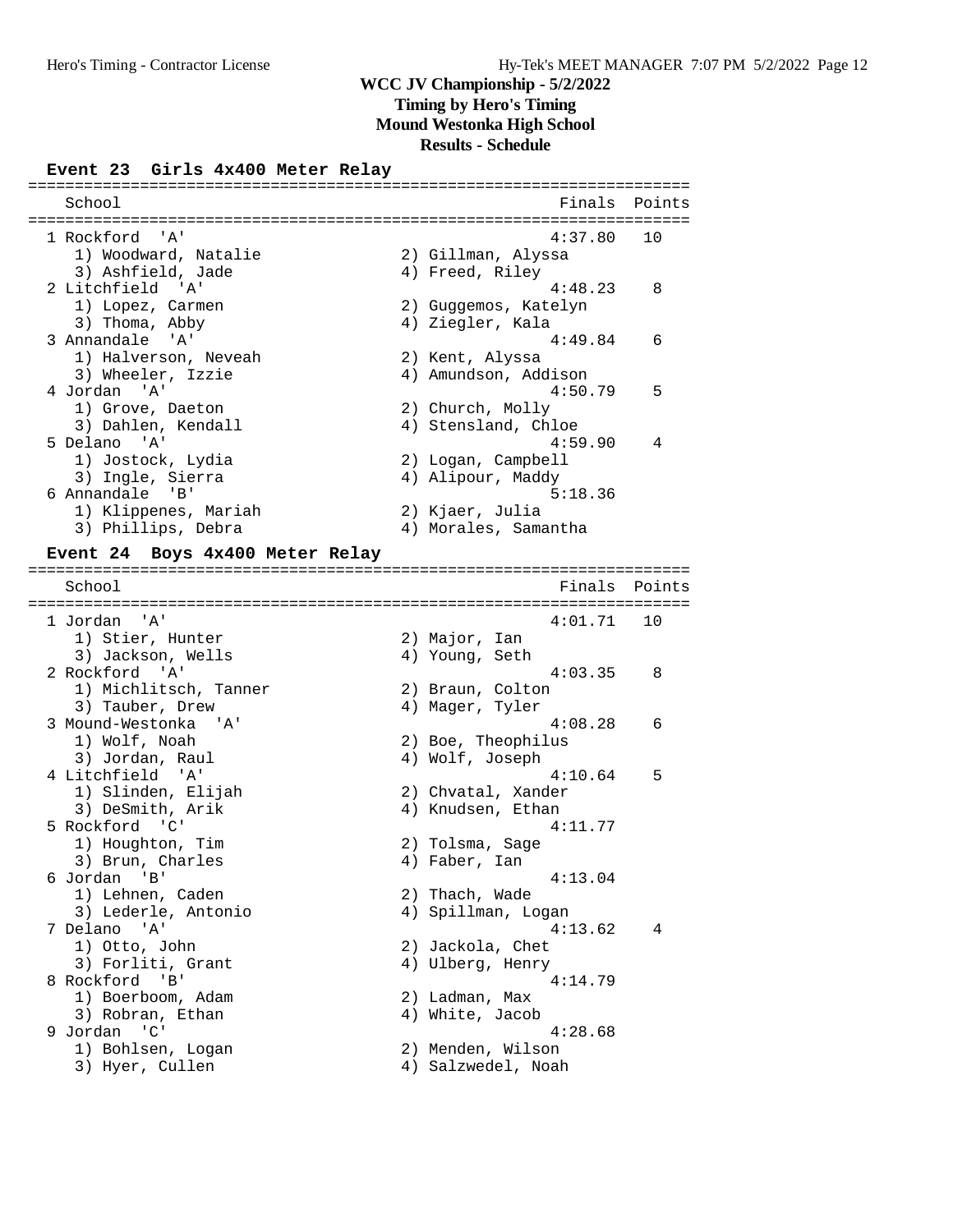# WCC JV Championship - 5/2/2022

**Timing by Hero's Timing**

**Mound Westonka High School**

**Results - Schedule**

## Event 23 Girls 4x400 Meter Relay

| School | | Finals | Points |
|---|---|---|---|
| 1 Rockford 'A' | | 4:37.80 | 10 |
| 1) Woodward, Natalie | 2) Gillman, Alyssa | | |
| 3) Ashfield, Jade | 4) Freed, Riley | | |
| 2 Litchfield 'A' | | 4:48.23 | 8 |
| 1) Lopez, Carmen | 2) Guggemos, Katelyn | | |
| 3) Thoma, Abby | 4) Ziegler, Kala | | |
| 3 Annandale 'A' | | 4:49.84 | 6 |
| 1) Halverson, Neveah | 2) Kent, Alyssa | | |
| 3) Wheeler, Izzie | 4) Amundson, Addison | | |
| 4 Jordan 'A' | | 4:50.79 | 5 |
| 1) Grove, Daeton | 2) Church, Molly | | |
| 3) Dahlen, Kendall | 4) Stensland, Chloe | | |
| 5 Delano 'A' | | 4:59.90 | 4 |
| 1) Jostock, Lydia | 2) Logan, Campbell | | |
| 3) Ingle, Sierra | 4) Alipour, Maddy | | |
| 6 Annandale 'B' | | 5:18.36 | |
| 1) Klippenes, Mariah | 2) Kjaer, Julia | | |
| 3) Phillips, Debra | 4) Morales, Samantha | | |

## Event 24 Boys 4x400 Meter Relay

| School | | Finals | Points |
|---|---|---|---|
| 1 Jordan 'A' | | 4:01.71 | 10 |
| 1) Stier, Hunter | 2) Major, Ian | | |
| 3) Jackson, Wells | 4) Young, Seth | | |
| 2 Rockford 'A' | | 4:03.35 | 8 |
| 1) Michlitsch, Tanner | 2) Braun, Colton | | |
| 3) Tauber, Drew | 4) Mager, Tyler | | |
| 3 Mound-Westonka 'A' | | 4:08.28 | 6 |
| 1) Wolf, Noah | 2) Boe, Theophilus | | |
| 3) Jordan, Raul | 4) Wolf, Joseph | | |
| 4 Litchfield 'A' | | 4:10.64 | 5 |
| 1) Slinden, Elijah | 2) Chvatal, Xander | | |
| 3) DeSmith, Arik | 4) Knudsen, Ethan | | |
| 5 Rockford 'C' | | 4:11.77 | |
| 1) Houghton, Tim | 2) Tolsma, Sage | | |
| 3) Brun, Charles | 4) Faber, Ian | | |
| 6 Jordan 'B' | | 4:13.04 | |
| 1) Lehnen, Caden | 2) Thach, Wade | | |
| 3) Lederle, Antonio | 4) Spillman, Logan | | |
| 7 Delano 'A' | | 4:13.62 | 4 |
| 1) Otto, John | 2) Jackola, Chet | | |
| 3) Forliti, Grant | 4) Ulberg, Henry | | |
| 8 Rockford 'B' | | 4:14.79 | |
| 1) Boerboom, Adam | 2) Ladman, Max | | |
| 3) Robran, Ethan | 4) White, Jacob | | |
| 9 Jordan 'C' | | 4:28.68 | |
| 1) Bohlsen, Logan | 2) Menden, Wilson | | |
| 3) Hyer, Cullen | 4) Salzwedel, Noah | | |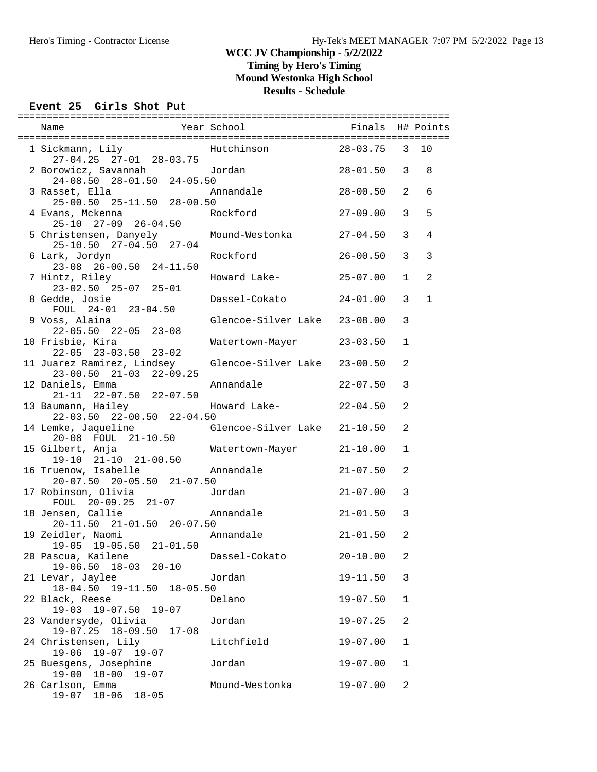# WCC JV Championship - 5/2/2022

## Timing by Hero's Timing

## Mound Westonka High School

## Results - Schedule

### Event 25 Girls Shot Put

| Place | Name | Year | School | Finals | H# | Points |
|---|---|---|---|---|---|---|
| 1 | Sickmann, Lily | | Hutchinson | 28-03.75 | 3 | 10 |
| | 27-04.25 27-01 28-03.75 | | | | | |
| 2 | Borowicz, Savannah | | Jordan | 28-01.50 | 3 | 8 |
| | 24-08.50 28-01.50 24-05.50 | | | | | |
| 3 | Rasset, Ella | | Annandale | 28-00.50 | 2 | 6 |
| | 25-00.50 25-11.50 28-00.50 | | | | | |
| 4 | Evans, Mckenna | | Rockford | 27-09.00 | 3 | 5 |
| | 25-10 27-09 26-04.50 | | | | | |
| 5 | Christensen, Danyely | | Mound-Westonka | 27-04.50 | 3 | 4 |
| | 25-10.50 27-04.50 27-04 | | | | | |
| 6 | Lark, Jordyn | | Rockford | 26-00.50 | 3 | 3 |
| | 23-08 26-00.50 24-11.50 | | | | | |
| 7 | Hintz, Riley | | Howard Lake- | 25-07.00 | 1 | 2 |
| | 23-02.50 25-07 25-01 | | | | | |
| 8 | Gedde, Josie | | Dassel-Cokato | 24-01.00 | 3 | 1 |
| | FOUL 24-01 23-04.50 | | | | | |
| 9 | Voss, Alaina | | Glencoe-Silver Lake | 23-08.00 | 3 | |
| | 22-05.50 22-05 23-08 | | | | | |
| 10 | Frisbie, Kira | | Watertown-Mayer | 23-03.50 | 1 | |
| | 22-05 23-03.50 23-02 | | | | | |
| 11 | Juarez Ramirez, Lindsey | | Glencoe-Silver Lake | 23-00.50 | 2 | |
| | 23-00.50 21-03 22-09.25 | | | | | |
| 12 | Daniels, Emma | | Annandale | 22-07.50 | 3 | |
| | 21-11 22-07.50 22-07.50 | | | | | |
| 13 | Baumann, Hailey | | Howard Lake- | 22-04.50 | 2 | |
| | 22-03.50 22-00.50 22-04.50 | | | | | |
| 14 | Lemke, Jaqueline | | Glencoe-Silver Lake | 21-10.50 | 2 | |
| | 20-08 FOUL 21-10.50 | | | | | |
| 15 | Gilbert, Anja | | Watertown-Mayer | 21-10.00 | 1 | |
| | 19-10 21-10 21-00.50 | | | | | |
| 16 | Truenow, Isabelle | | Annandale | 21-07.50 | 2 | |
| | 20-07.50 20-05.50 21-07.50 | | | | | |
| 17 | Robinson, Olivia | | Jordan | 21-07.00 | 3 | |
| | FOUL 20-09.25 21-07 | | | | | |
| 18 | Jensen, Callie | | Annandale | 21-01.50 | 3 | |
| | 20-11.50 21-01.50 20-07.50 | | | | | |
| 19 | Zeidler, Naomi | | Annandale | 21-01.50 | 2 | |
| | 19-05 19-05.50 21-01.50 | | | | | |
| 20 | Pascua, Kailene | | Dassel-Cokato | 20-10.00 | 2 | |
| | 19-06.50 18-03 20-10 | | | | | |
| 21 | Levar, Jaylee | | Jordan | 19-11.50 | 3 | |
| | 18-04.50 19-11.50 18-05.50 | | | | | |
| 22 | Black, Reese | | Delano | 19-07.50 | 1 | |
| | 19-03 19-07.50 19-07 | | | | | |
| 23 | Vandersyde, Olivia | | Jordan | 19-07.25 | 2 | |
| | 19-07.25 18-09.50 17-08 | | | | | |
| 24 | Christensen, Lily | | Litchfield | 19-07.00 | 1 | |
| | 19-06 19-07 19-07 | | | | | |
| 25 | Buesgens, Josephine | | Jordan | 19-07.00 | 1 | |
| | 19-00 18-00 19-07 | | | | | |
| 26 | Carlson, Emma | | Mound-Westonka | 19-07.00 | 2 | |
| | 19-07 18-06 18-05 | | | | | |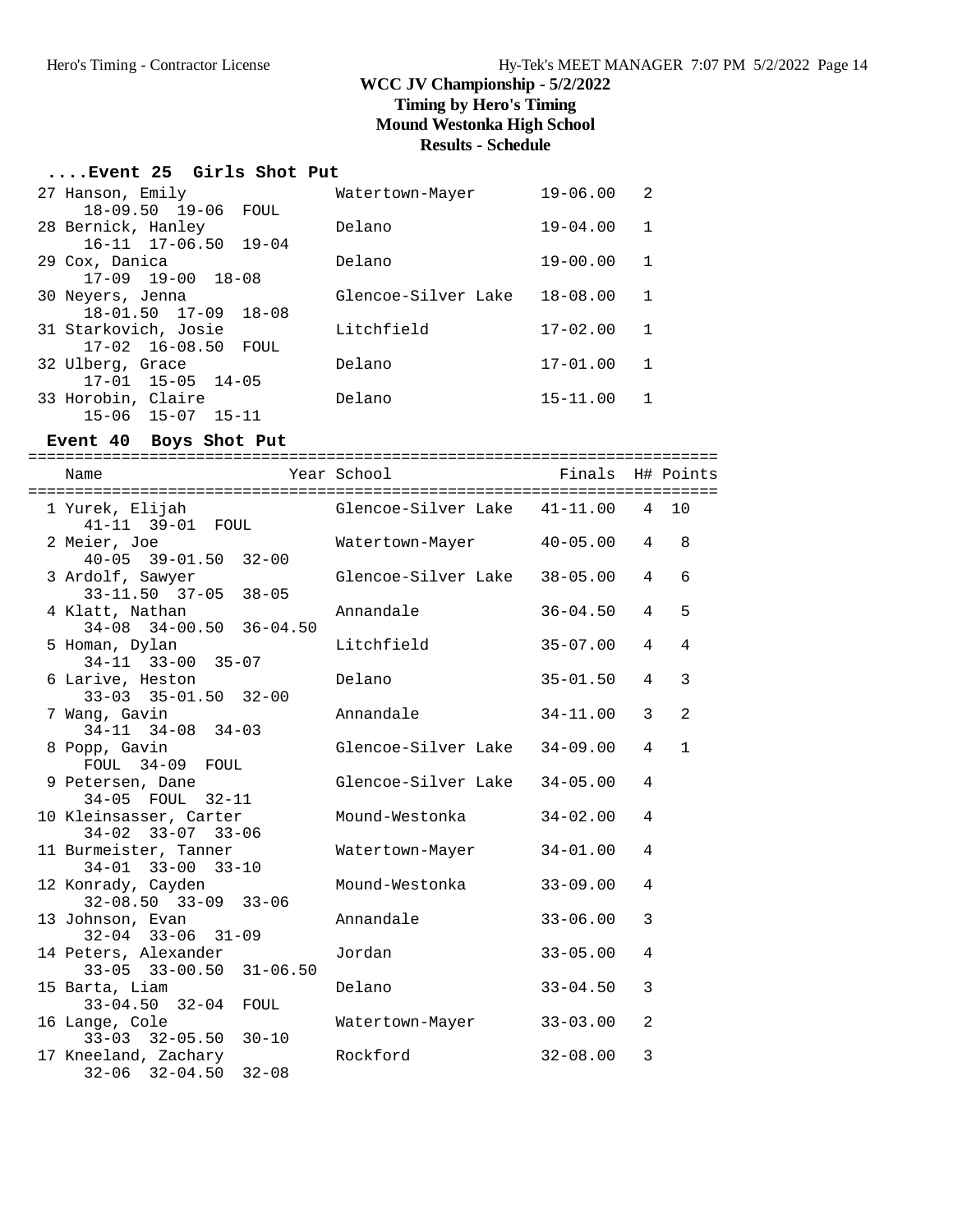# WCC JV Championship - 5/2/2022

## Timing by Hero's Timing

## Mound Westonka High School

## Results - Schedule

### ....Event 25 Girls Shot Put

| Place | Name | School | Finals | H# | Attempts |
|---|---|---|---|---|---|
| 27 | Hanson, Emily | Watertown-Mayer | 19-06.00 | 2 | 18-09.50 19-06 FOUL |
| 28 | Bernick, Hanley | Delano | 19-04.00 | 1 | 16-11 17-06.50 19-04 |
| 29 | Cox, Danica | Delano | 19-00.00 | 1 | 17-09 19-00 18-08 |
| 30 | Neyers, Jenna | Glencoe-Silver Lake | 18-08.00 | 1 | 18-01.50 17-09 18-08 |
| 31 | Starkovich, Josie | Litchfield | 17-02.00 | 1 | 17-02 16-08.50 FOUL |
| 32 | Ulberg, Grace | Delano | 17-01.00 | 1 | 17-01 15-05 14-05 |
| 33 | Horobin, Claire | Delano | 15-11.00 | 1 | 15-06 15-07 15-11 |

### Event 40 Boys Shot Put

| Place | Name | Year | School | Finals | H# | Points | Attempts |
|---|---|---|---|---|---|---|---|
| 1 | Yurek, Elijah | | Glencoe-Silver Lake | 41-11.00 | 4 | 10 | 41-11 39-01 FOUL |
| 2 | Meier, Joe | | Watertown-Mayer | 40-05.00 | 4 | 8 | 40-05 39-01.50 32-00 |
| 3 | Ardolf, Sawyer | | Glencoe-Silver Lake | 38-05.00 | 4 | 6 | 33-11.50 37-05 38-05 |
| 4 | Klatt, Nathan | | Annandale | 36-04.50 | 4 | 5 | 34-08 34-00.50 36-04.50 |
| 5 | Homan, Dylan | | Litchfield | 35-07.00 | 4 | 4 | 34-11 33-00 35-07 |
| 6 | Larive, Heston | | Delano | 35-01.50 | 4 | 3 | 33-03 35-01.50 32-00 |
| 7 | Wang, Gavin | | Annandale | 34-11.00 | 3 | 2 | 34-11 34-08 34-03 |
| 8 | Popp, Gavin | | Glencoe-Silver Lake | 34-09.00 | 4 | 1 | FOUL 34-09 FOUL |
| 9 | Petersen, Dane | | Glencoe-Silver Lake | 34-05.00 | 4 | | 34-05 FOUL 32-11 |
| 10 | Kleinsasser, Carter | | Mound-Westonka | 34-02.00 | 4 | | 34-02 33-07 33-06 |
| 11 | Burmeister, Tanner | | Watertown-Mayer | 34-01.00 | 4 | | 34-01 33-00 33-10 |
| 12 | Konrady, Cayden | | Mound-Westonka | 33-09.00 | 4 | | 32-08.50 33-09 33-06 |
| 13 | Johnson, Evan | | Annandale | 33-06.00 | 3 | | 32-04 33-06 31-09 |
| 14 | Peters, Alexander | | Jordan | 33-05.00 | 4 | | 33-05 33-00.50 31-06.50 |
| 15 | Barta, Liam | | Delano | 33-04.50 | 3 | | 33-04.50 32-04 FOUL |
| 16 | Lange, Cole | | Watertown-Mayer | 33-03.00 | 2 | | 33-03 32-05.50 30-10 |
| 17 | Kneeland, Zachary | | Rockford | 32-08.00 | 3 | | 32-06 32-04.50 32-08 |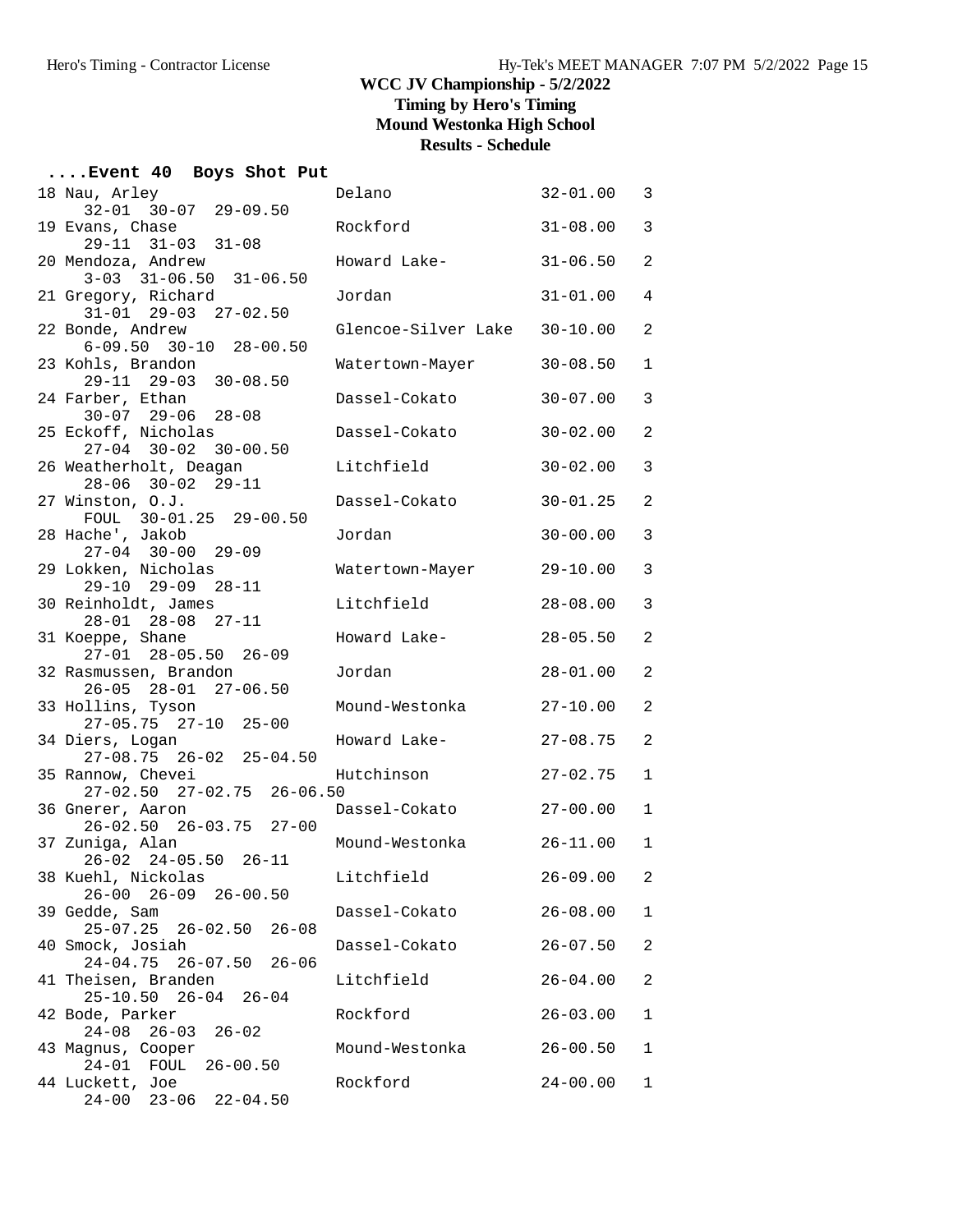# WCC JV Championship - 5/2/2022

**Timing by Hero's Timing**
**Mound Westonka High School**
**Results - Schedule**

## ....Event 40 Boys Shot Put

```
 18 Nau, Arley                  Delano                32-01.00   3 
      32-01  30-07  29-09.50                                        
 19 Evans, Chase                Rockford              31-08.00   3 
      29-11  31-03  31-08                                           
 20 Mendoza, Andrew             Howard Lake-          31-06.50   2 
      3-03  31-06.50  31-06.50                                      
 21 Gregory, Richard            Jordan                31-01.00   4 
      31-01  29-03  27-02.50                                        
 22 Bonde, Andrew               Glencoe-Silver Lake   30-10.00   2 
      6-09.50  30-10  28-00.50                                      
 23 Kohls, Brandon              Watertown-Mayer       30-08.50   1 
      29-11  29-03  30-08.50                                        
 24 Farber, Ethan               Dassel-Cokato         30-07.00   3 
      30-07  29-06  28-08                                           
 25 Eckoff, Nicholas            Dassel-Cokato         30-02.00   2 
      27-04  30-02  30-00.50                                        
 26 Weatherholt, Deagan         Litchfield            30-02.00   3 
      28-06  30-02  29-11                                           
 27 Winston, O.J.               Dassel-Cokato         30-01.25   2 
      FOUL  30-01.25  29-00.50                                      
 28 Hache', Jakob               Jordan                30-00.00   3 
      27-04  30-00  29-09                                           
 29 Lokken, Nicholas            Watertown-Mayer       29-10.00   3 
      29-10  29-09  28-11                                           
 30 Reinholdt, James            Litchfield            28-08.00   3 
      28-01  28-08  27-11                                           
 31 Koeppe, Shane               Howard Lake-          28-05.50   2 
      27-01  28-05.50  26-09                                        
 32 Rasmussen, Brandon          Jordan                28-01.00   2 
      26-05  28-01  27-06.50                                        
 33 Hollins, Tyson              Mound-Westonka        27-10.00   2 
      27-05.75  27-10  25-00                                        
 34 Diers, Logan                Howard Lake-          27-08.75   2 
      27-08.75  26-02  25-04.50                                     
 35 Rannow, Chevei              Hutchinson            27-02.75   1 
      27-02.50  27-02.75  26-06.50                                  
 36 Gnerer, Aaron               Dassel-Cokato         27-00.00   1 
      26-02.50  26-03.75  27-00                                     
 37 Zuniga, Alan                Mound-Westonka        26-11.00   1 
      26-02  24-05.50  26-11                                        
 38 Kuehl, Nickolas             Litchfield            26-09.00   2 
      26-00  26-09  26-00.50                                        
 39 Gedde, Sam                  Dassel-Cokato         26-08.00   1 
      25-07.25  26-02.50  26-08                                     
 40 Smock, Josiah               Dassel-Cokato         26-07.50   2 
      24-04.75  26-07.50  26-06                                     
 41 Theisen, Branden            Litchfield            26-04.00   2 
      25-10.50  26-04  26-04                                        
 42 Bode, Parker                Rockford              26-03.00   1 
      24-08  26-03  26-02                                           
 43 Magnus, Cooper              Mound-Westonka        26-00.50   1 
      24-01  FOUL  26-00.50                                         
 44 Luckett, Joe                Rockford              24-00.00   1 
      24-00  23-06  22-04.50                                        
```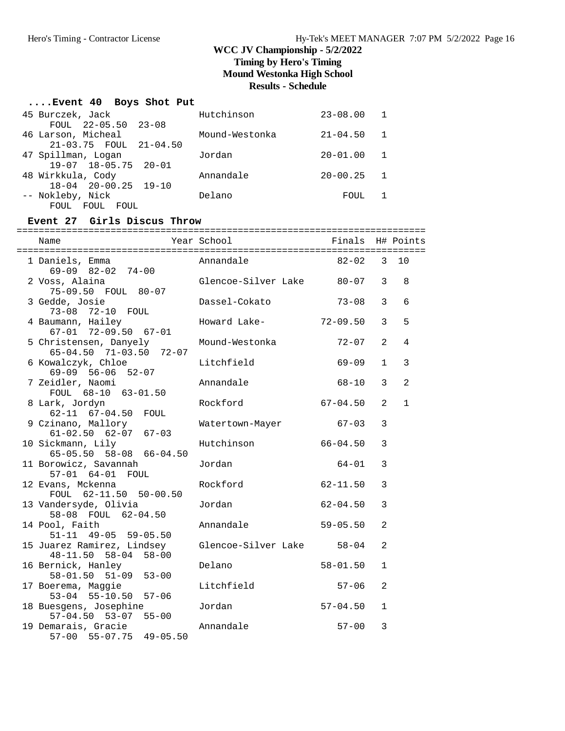# WCC JV Championship - 5/2/2022

## Timing by Hero's Timing

## Mound Westonka High School

## Results - Schedule

### ....Event 40 Boys Shot Put

| Place | Name | School | Finals | H# |
|---|---|---|---|---|
| 45 | Burczek, Jack | Hutchinson | 23-08.00 | 1 |
| | FOUL 22-05.50 23-08 | | | |
| 46 | Larson, Micheal | Mound-Westonka | 21-04.50 | 1 |
| | 21-03.75 FOUL 21-04.50 | | | |
| 47 | Spillman, Logan | Jordan | 20-01.00 | 1 |
| | 19-07 18-05.75 20-01 | | | |
| 48 | Wirkkula, Cody | Annandale | 20-00.25 | 1 |
| | 18-04 20-00.25 19-10 | | | |
| -- | Nokleby, Nick | Delano | FOUL | 1 |
| | FOUL FOUL FOUL | | | |

### Event 27 Girls Discus Throw

| Place | Name | Year | School | Finals | H# | Points |
|---|---|---|---|---|---|---|
| 1 | Daniels, Emma | | Annandale | 82-02 | 3 | 10 |
| | 69-09 82-02 74-00 | | | | | |
| 2 | Voss, Alaina | | Glencoe-Silver Lake | 80-07 | 3 | 8 |
| | 75-09.50 FOUL 80-07 | | | | | |
| 3 | Gedde, Josie | | Dassel-Cokato | 73-08 | 3 | 6 |
| | 73-08 72-10 FOUL | | | | | |
| 4 | Baumann, Hailey | | Howard Lake- | 72-09.50 | 3 | 5 |
| | 67-01 72-09.50 67-01 | | | | | |
| 5 | Christensen, Danyely | | Mound-Westonka | 72-07 | 2 | 4 |
| | 65-04.50 71-03.50 72-07 | | | | | |
| 6 | Kowalczyk, Chloe | | Litchfield | 69-09 | 1 | 3 |
| | 69-09 56-06 52-07 | | | | | |
| 7 | Zeidler, Naomi | | Annandale | 68-10 | 3 | 2 |
| | FOUL 68-10 63-01.50 | | | | | |
| 8 | Lark, Jordyn | | Rockford | 67-04.50 | 2 | 1 |
| | 62-11 67-04.50 FOUL | | | | | |
| 9 | Czinano, Mallory | | Watertown-Mayer | 67-03 | 3 | |
| | 61-02.50 62-07 67-03 | | | | | |
| 10 | Sickmann, Lily | | Hutchinson | 66-04.50 | 3 | |
| | 65-05.50 58-08 66-04.50 | | | | | |
| 11 | Borowicz, Savannah | | Jordan | 64-01 | 3 | |
| | 57-01 64-01 FOUL | | | | | |
| 12 | Evans, Mckenna | | Rockford | 62-11.50 | 3 | |
| | FOUL 62-11.50 50-00.50 | | | | | |
| 13 | Vandersyde, Olivia | | Jordan | 62-04.50 | 3 | |
| | 58-08 FOUL 62-04.50 | | | | | |
| 14 | Pool, Faith | | Annandale | 59-05.50 | 2 | |
| | 51-11 49-05 59-05.50 | | | | | |
| 15 | Juarez Ramirez, Lindsey | | Glencoe-Silver Lake | 58-04 | 2 | |
| | 48-11.50 58-04 58-00 | | | | | |
| 16 | Bernick, Hanley | | Delano | 58-01.50 | 1 | |
| | 58-01.50 51-09 53-00 | | | | | |
| 17 | Boerema, Maggie | | Litchfield | 57-06 | 2 | |
| | 53-04 55-10.50 57-06 | | | | | |
| 18 | Buesgens, Josephine | | Jordan | 57-04.50 | 1 | |
| | 57-04.50 53-07 55-00 | | | | | |
| 19 | Demarais, Gracie | | Annandale | 57-00 | 3 | |
| | 57-00 55-07.75 49-05.50 | | | | | |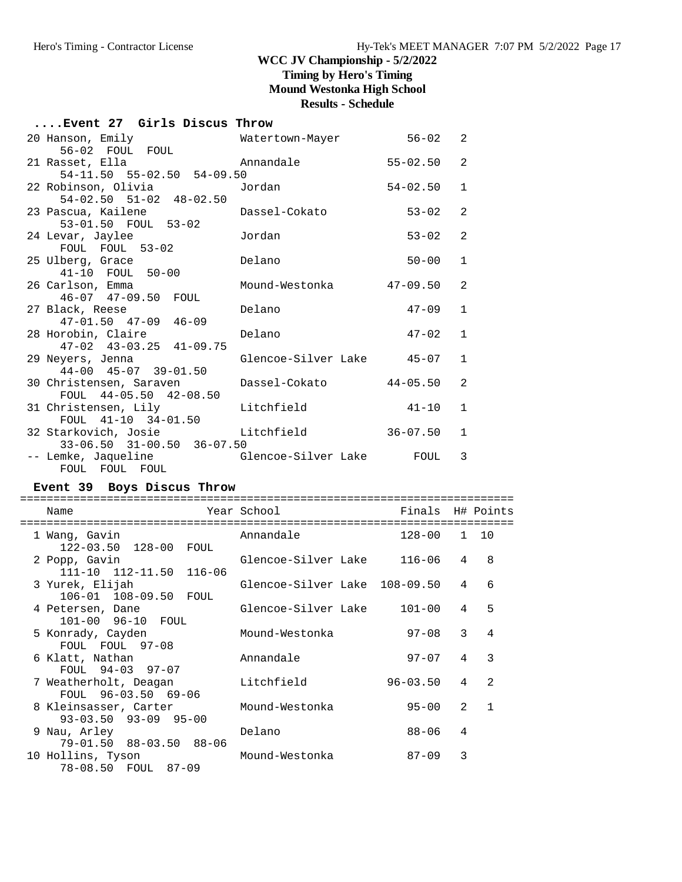# WCC JV Championship - 5/2/2022

## Timing by Hero's Timing

## Mound Westonka High School

## Results - Schedule

### ....Event 27 Girls Discus Throw

```
 20 Hanson, Emily               Watertown-Mayer         56-02   2
     56-02  FOUL  FOUL
 21 Rasset, Ella                Annandale            55-02.50   2
     54-11.50  55-02.50  54-09.50
 22 Robinson, Olivia            Jordan               54-02.50   1
     54-02.50  51-02  48-02.50
 23 Pascua, Kailene             Dassel-Cokato           53-02   2
     53-01.50  FOUL  53-02
 24 Levar, Jaylee               Jordan                  53-02   2
     FOUL  FOUL  53-02
 25 Ulberg, Grace               Delano                  50-00   1
     41-10  FOUL  50-00
 26 Carlson, Emma               Mound-Westonka       47-09.50   2
     46-07  47-09.50  FOUL
 27 Black, Reese                Delano                  47-09   1
     47-01.50  47-09  46-09
 28 Horobin, Claire             Delano                  47-02   1
     47-02  43-03.25  41-09.75
 29 Neyers, Jenna               Glencoe-Silver Lake     45-07   1
     44-00  45-07  39-01.50
 30 Christensen, Saraven        Dassel-Cokato        44-05.50   2
     FOUL  44-05.50  42-08.50
 31 Christensen, Lily           Litchfield              41-10   1
     FOUL  41-10  34-01.50
 32 Starkovich, Josie           Litchfield           36-07.50   1
     33-06.50  31-00.50  36-07.50
 -- Lemke, Jaqueline            Glencoe-Silver Lake      FOUL   3
     FOUL  FOUL  FOUL
```

### Event 39 Boys Discus Throw

```
=========================================================================
   Name                    Year School                 Finals  H# Points
=========================================================================
  1 Wang, Gavin                 Annandale              128-00   1  10
     122-03.50  128-00  FOUL
  2 Popp, Gavin                 Glencoe-Silver Lake    116-06   4   8
     111-10  112-11.50  116-06
  3 Yurek, Elijah               Glencoe-Silver Lake 108-09.50   4   6
     106-01  108-09.50  FOUL
  4 Petersen, Dane              Glencoe-Silver Lake    101-00   4   5
     101-00  96-10  FOUL
  5 Konrady, Cayden             Mound-Westonka          97-08   3   4
     FOUL  FOUL  97-08
  6 Klatt, Nathan               Annandale               97-07   4   3
     FOUL  94-03  97-07
  7 Weatherholt, Deagan         Litchfield           96-03.50   4   2
     FOUL  96-03.50  69-06
  8 Kleinsasser, Carter         Mound-Westonka          95-00   2   1
     93-03.50  93-09  95-00
  9 Nau, Arley                  Delano                  88-06   4
     79-01.50  88-03.50  88-06
 10 Hollins, Tyson              Mound-Westonka          87-09   3
     78-08.50  FOUL  87-09
```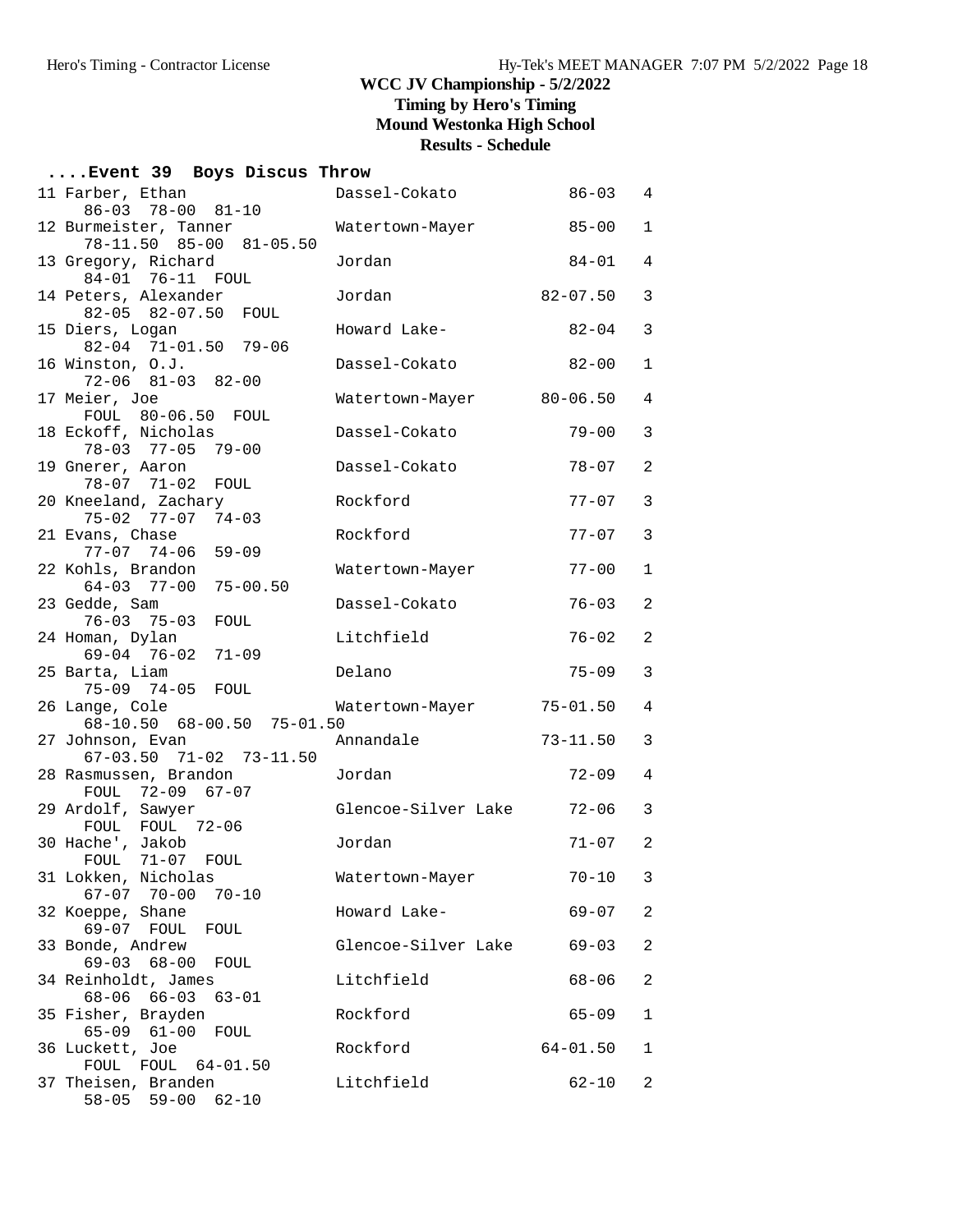## WCC JV Championship - 5/2/2022

### Timing by Hero's Timing

### Mound Westonka High School

### Results - Schedule

**....Event 39 Boys Discus Throw**

| | | | | |
|---|---|---|---|---|
| 11 Farber, Ethan | Dassel-Cokato | 86-03 | 4 |
| | 86-03 78-00 81-10 | | | |
| 12 Burmeister, Tanner | Watertown-Mayer | 85-00 | 1 |
| | 78-11.50 85-00 81-05.50 | | | |
| 13 Gregory, Richard | Jordan | 84-01 | 4 |
| | 84-01 76-11 FOUL | | | |
| 14 Peters, Alexander | Jordan | 82-07.50 | 3 |
| | 82-05 82-07.50 FOUL | | | |
| 15 Diers, Logan | Howard Lake- | 82-04 | 3 |
| | 82-04 71-01.50 79-06 | | | |
| 16 Winston, O.J. | Dassel-Cokato | 82-00 | 1 |
| | 72-06 81-03 82-00 | | | |
| 17 Meier, Joe | Watertown-Mayer | 80-06.50 | 4 |
| | FOUL 80-06.50 FOUL | | | |
| 18 Eckoff, Nicholas | Dassel-Cokato | 79-00 | 3 |
| | 78-03 77-05 79-00 | | | |
| 19 Gnerer, Aaron | Dassel-Cokato | 78-07 | 2 |
| | 78-07 71-02 FOUL | | | |
| 20 Kneeland, Zachary | Rockford | 77-07 | 3 |
| | 75-02 77-07 74-03 | | | |
| 21 Evans, Chase | Rockford | 77-07 | 3 |
| | 77-07 74-06 59-09 | | | |
| 22 Kohls, Brandon | Watertown-Mayer | 77-00 | 1 |
| | 64-03 77-00 75-00.50 | | | |
| 23 Gedde, Sam | Dassel-Cokato | 76-03 | 2 |
| | 76-03 75-03 FOUL | | | |
| 24 Homan, Dylan | Litchfield | 76-02 | 2 |
| | 69-04 76-02 71-09 | | | |
| 25 Barta, Liam | Delano | 75-09 | 3 |
| | 75-09 74-05 FOUL | | | |
| 26 Lange, Cole | Watertown-Mayer | 75-01.50 | 4 |
| | 68-10.50 68-00.50 75-01.50 | | | |
| 27 Johnson, Evan | Annandale | 73-11.50 | 3 |
| | 67-03.50 71-02 73-11.50 | | | |
| 28 Rasmussen, Brandon | Jordan | 72-09 | 4 |
| | FOUL 72-09 67-07 | | | |
| 29 Ardolf, Sawyer | Glencoe-Silver Lake | 72-06 | 3 |
| | FOUL FOUL 72-06 | | | |
| 30 Hache', Jakob | Jordan | 71-07 | 2 |
| | FOUL 71-07 FOUL | | | |
| 31 Lokken, Nicholas | Watertown-Mayer | 70-10 | 3 |
| | 67-07 70-00 70-10 | | | |
| 32 Koeppe, Shane | Howard Lake- | 69-07 | 2 |
| | 69-07 FOUL FOUL | | | |
| 33 Bonde, Andrew | Glencoe-Silver Lake | 69-03 | 2 |
| | 69-03 68-00 FOUL | | | |
| 34 Reinholdt, James | Litchfield | 68-06 | 2 |
| | 68-06 66-03 63-01 | | | |
| 35 Fisher, Brayden | Rockford | 65-09 | 1 |
| | 65-09 61-00 FOUL | | | |
| 36 Luckett, Joe | Rockford | 64-01.50 | 1 |
| | FOUL FOUL 64-01.50 | | | |
| 37 Theisen, Branden | Litchfield | 62-10 | 2 |
| | 58-05 59-00 62-10 | | | |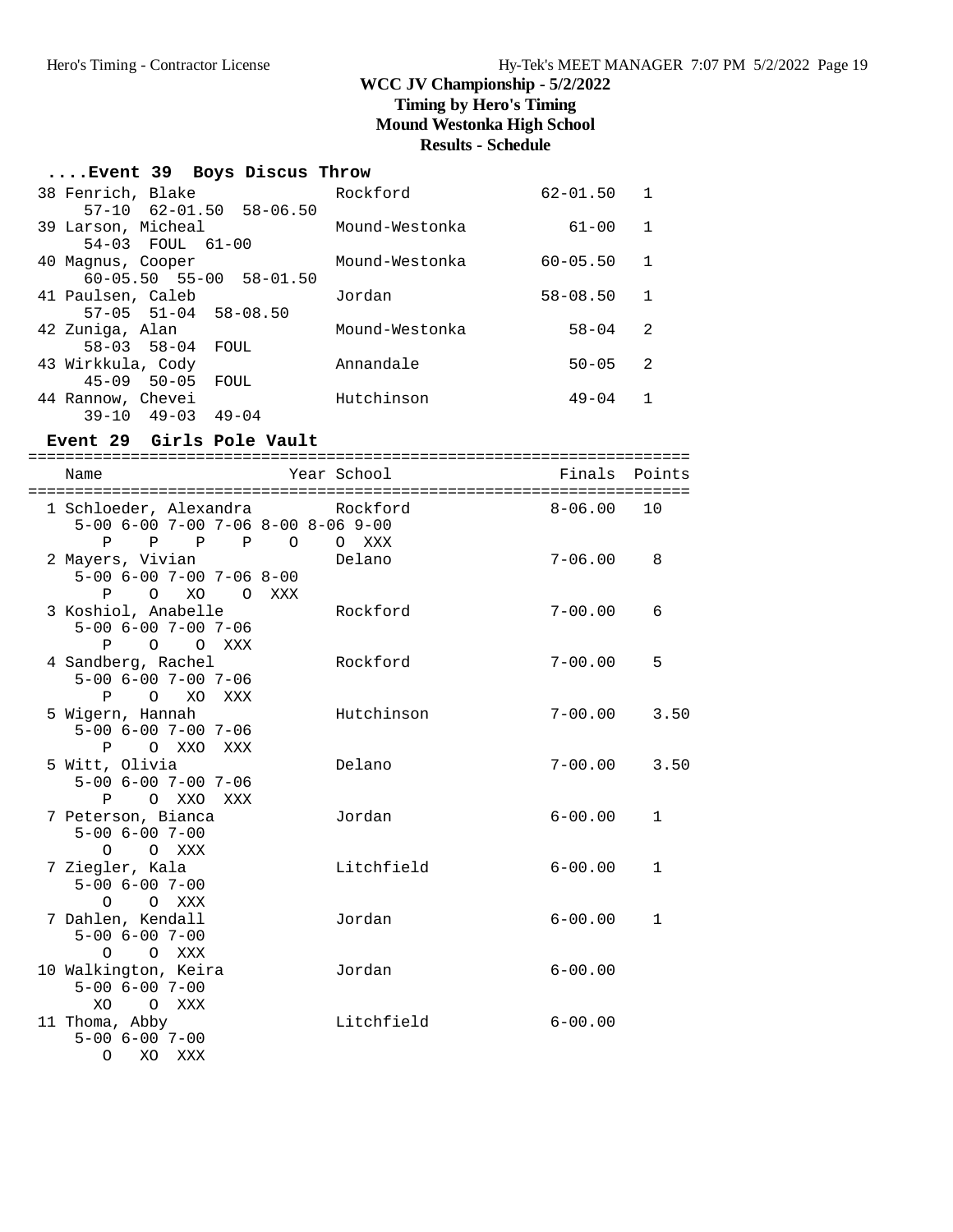# WCC JV Championship - 5/2/2022

**Timing by Hero's Timing**

**Mound Westonka High School**

**Results - Schedule**

### ....Event 39 Boys Discus Throw

```
38 Fenrich, Blake                 Rockford             62-01.50   1
     57-10  62-01.50  58-06.50
39 Larson, Micheal                Mound-Westonka          61-00   1
     54-03  FOUL  61-00
40 Magnus, Cooper                 Mound-Westonka       60-05.50   1
     60-05.50  55-00  58-01.50
41 Paulsen, Caleb                 Jordan               58-08.50   1
     57-05  51-04  58-08.50
42 Zuniga, Alan                   Mound-Westonka          58-04   2
     58-03  58-04  FOUL
43 Wirkkula, Cody                 Annandale               50-05   2
     45-09  50-05  FOUL
44 Rannow, Chevei                 Hutchinson              49-04   1
     39-10  49-03  49-04
```

### Event 29 Girls Pole Vault

```
=======================================================================
   Name                    Year School                 Finals  Points
=======================================================================
  1 Schloeder, Alexandra        Rockford              8-06.00   10
     5-00 6-00 7-00 7-06 8-00 8-06 9-00
        P    P    P    P    O    O  XXX
  2 Mayers, Vivian              Delano                7-06.00    8
     5-00 6-00 7-00 7-06 8-00
        P    O   XO    O  XXX
  3 Koshiol, Anabelle           Rockford              7-00.00    6
     5-00 6-00 7-00 7-06
        P    O    O  XXX
  4 Sandberg, Rachel            Rockford              7-00.00    5
     5-00 6-00 7-00 7-06
        P    O   XO  XXX
  5 Wigern, Hannah              Hutchinson            7-00.00   3.50
     5-00 6-00 7-00 7-06
        P    O  XXO  XXX
  5 Witt, Olivia                Delano                7-00.00   3.50
     5-00 6-00 7-00 7-06
        P    O  XXO  XXX
  7 Peterson, Bianca            Jordan                6-00.00    1
     5-00 6-00 7-00
        O    O  XXX
  7 Ziegler, Kala               Litchfield            6-00.00    1
     5-00 6-00 7-00
        O    O  XXX
  7 Dahlen, Kendall             Jordan                6-00.00    1
     5-00 6-00 7-00
        O    O  XXX
 10 Walkington, Keira           Jordan                6-00.00
     5-00 6-00 7-00
       XO    O  XXX
 11 Thoma, Abby                 Litchfield            6-00.00
     5-00 6-00 7-00
        O   XO  XXX
```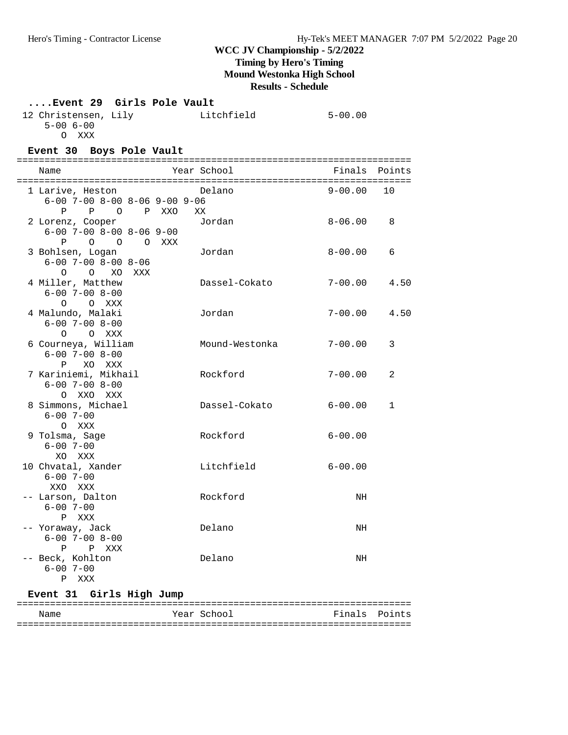# WCC JV Championship - 5/2/2022
## Timing by Hero's Timing
## Mound Westonka High School
## Results - Schedule

### ....Event 29  Girls Pole Vault

```
 12 Christensen, Lily          Litchfield              5-00.00
     5-00 6-00
        O  XXX
```

### Event 30  Boys Pole Vault

```
=======================================================================
    Name                    Year School                  Finals  Points
=======================================================================
  1 Larive, Heston               Delano                 9-00.00   10
     6-00 7-00 8-00 8-06 9-00 9-06
        P    P    O    P  XXO   XX
  2 Lorenz, Cooper               Jordan                 8-06.00    8
     6-00 7-00 8-00 8-06 9-00
        P    O    O    O  XXX
  3 Bohlsen, Logan               Jordan                 8-00.00    6
     6-00 7-00 8-00 8-06
        O    O   XO  XXX
  4 Miller, Matthew              Dassel-Cokato          7-00.00    4.50
     6-00 7-00 8-00
        O    O  XXX
  4 Malundo, Malaki              Jordan                 7-00.00    4.50
     6-00 7-00 8-00
        O    O  XXX
  6 Courneya, William            Mound-Westonka         7-00.00    3
     6-00 7-00 8-00
        P   XO  XXX
  7 Kariniemi, Mikhail           Rockford               7-00.00    2
     6-00 7-00 8-00
        O  XXO  XXX
  8 Simmons, Michael             Dassel-Cokato          6-00.00    1
     6-00 7-00
        O  XXX
  9 Tolsma, Sage                 Rockford               6-00.00
     6-00 7-00
       XO  XXX
 10 Chvatal, Xander              Litchfield             6-00.00
     6-00 7-00
      XXO  XXX
 -- Larson, Dalton               Rockford                    NH
     6-00 7-00
        P  XXX
 -- Yoraway, Jack                Delano                      NH
     6-00 7-00 8-00
        P    P  XXX
 -- Beck, Kohlton                Delano                      NH
     6-00 7-00
        P  XXX
```

### Event 31  Girls High Jump

```
=======================================================================
    Name                    Year School                  Finals  Points
=======================================================================
```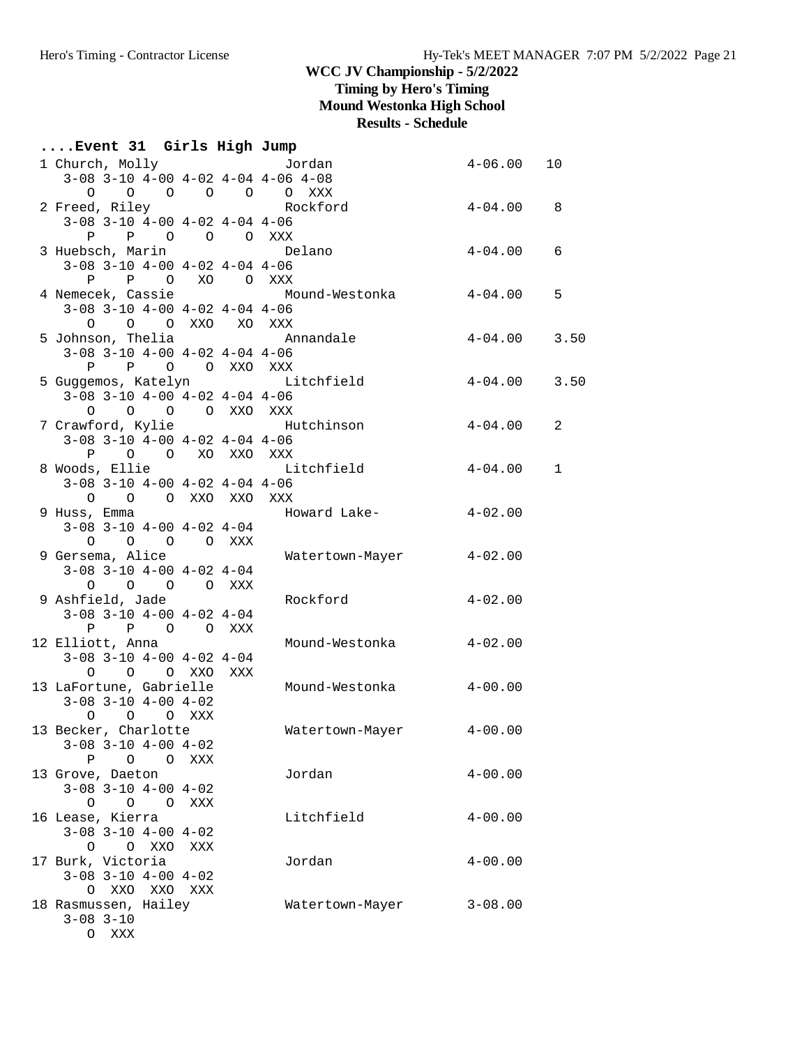# WCC JV Championship - 5/2/2022

## Timing by Hero's Timing

## Mound Westonka High School

## Results - Schedule

### ....Event 31 Girls High Jump

```
  1 Church, Molly               Jordan                  4-06.00   10
     3-08 3-10 4-00 4-02 4-04 4-06 4-08
        O    O    O    O    O    O  XXX
  2 Freed, Riley                Rockford                4-04.00    8
     3-08 3-10 4-00 4-02 4-04 4-06
        P    P    O    O    O  XXX
  3 Huebsch, Marin              Delano                  4-04.00    6
     3-08 3-10 4-00 4-02 4-04 4-06
        P    P    O   XO    O  XXX
  4 Nemecek, Cassie             Mound-Westonka          4-04.00    5
     3-08 3-10 4-00 4-02 4-04 4-06
        O    O    O  XXO   XO  XXX
  5 Johnson, Thelia             Annandale               4-04.00    3.50
     3-08 3-10 4-00 4-02 4-04 4-06
        P    P    O    O  XXO  XXX
  5 Guggemos, Katelyn           Litchfield              4-04.00    3.50
     3-08 3-10 4-00 4-02 4-04 4-06
        O    O    O    O  XXO  XXX
  7 Crawford, Kylie             Hutchinson              4-04.00    2
     3-08 3-10 4-00 4-02 4-04 4-06
        P    O    O   XO  XXO  XXX
  8 Woods, Ellie                Litchfield              4-04.00    1
     3-08 3-10 4-00 4-02 4-04 4-06
        O    O    O  XXO  XXO  XXX
  9 Huss, Emma                  Howard Lake-            4-02.00
     3-08 3-10 4-00 4-02 4-04
        O    O    O    O  XXX
  9 Gersema, Alice              Watertown-Mayer         4-02.00
     3-08 3-10 4-00 4-02 4-04
        O    O    O    O  XXX
  9 Ashfield, Jade              Rockford                4-02.00
     3-08 3-10 4-00 4-02 4-04
        P    P    O    O  XXX
 12 Elliott, Anna               Mound-Westonka          4-02.00
     3-08 3-10 4-00 4-02 4-04
        O    O    O  XXO  XXX
 13 LaFortune, Gabrielle        Mound-Westonka          4-00.00
     3-08 3-10 4-00 4-02
        O    O    O  XXX
 13 Becker, Charlotte           Watertown-Mayer         4-00.00
     3-08 3-10 4-00 4-02
        P    O    O  XXX
 13 Grove, Daeton               Jordan                  4-00.00
     3-08 3-10 4-00 4-02
        O    O    O  XXX
 16 Lease, Kierra               Litchfield              4-00.00
     3-08 3-10 4-00 4-02
        O    O  XXO  XXX
 17 Burk, Victoria              Jordan                  4-00.00
     3-08 3-10 4-00 4-02
        O  XXO  XXO  XXX
 18 Rasmussen, Hailey           Watertown-Mayer         3-08.00
     3-08 3-10
        O  XXX
```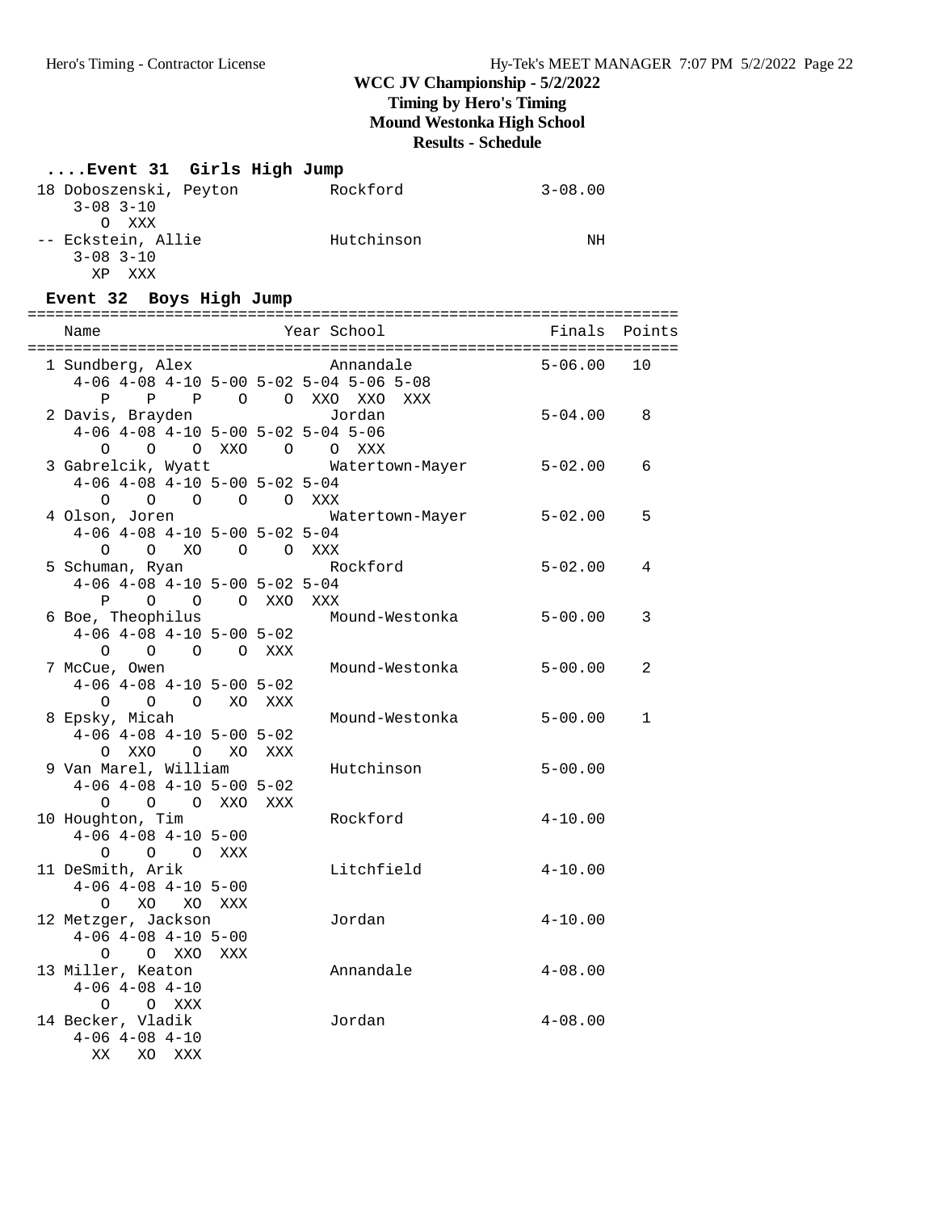# WCC JV Championship - 5/2/2022

**Timing by Hero's Timing**
**Mound Westonka High School**
**Results - Schedule**

### ....Event 31 Girls High Jump

```
 18 Doboszenski, Peyton         Rockford                3-08.00
     3-08 3-10
        O  XXX
 -- Eckstein, Allie             Hutchinson                   NH
     3-08 3-10
       XP  XXX
```

### Event 32 Boys High Jump

```
=======================================================================
   Name                    Year School                 Finals  Points
=======================================================================
  1 Sundberg, Alex              Annandale               5-06.00   10
     4-06 4-08 4-10 5-00 5-02 5-04 5-06 5-08
        P    P    P    O    O  XXO  XXO  XXX
  2 Davis, Brayden              Jordan                  5-04.00    8
     4-06 4-08 4-10 5-00 5-02 5-04 5-06
        O    O    O  XXO    O    O  XXX
  3 Gabrelcik, Wyatt            Watertown-Mayer         5-02.00    6
     4-06 4-08 4-10 5-00 5-02 5-04
        O    O    O    O    O  XXX
  4 Olson, Joren                Watertown-Mayer         5-02.00    5
     4-06 4-08 4-10 5-00 5-02 5-04
        O    O   XO    O    O  XXX
  5 Schuman, Ryan               Rockford                5-02.00    4
     4-06 4-08 4-10 5-00 5-02 5-04
        P    O    O    O  XXO  XXX
  6 Boe, Theophilus             Mound-Westonka          5-00.00    3
     4-06 4-08 4-10 5-00 5-02
        O    O    O    O  XXX
  7 McCue, Owen                 Mound-Westonka          5-00.00    2
     4-06 4-08 4-10 5-00 5-02
        O    O    O   XO  XXX
  8 Epsky, Micah                Mound-Westonka          5-00.00    1
     4-06 4-08 4-10 5-00 5-02
        O  XXO    O   XO  XXX
  9 Van Marel, William          Hutchinson              5-00.00
     4-06 4-08 4-10 5-00 5-02
        O    O    O  XXO  XXX
 10 Houghton, Tim               Rockford                4-10.00
     4-06 4-08 4-10 5-00
        O    O    O  XXX
 11 DeSmith, Arik               Litchfield              4-10.00
     4-06 4-08 4-10 5-00
        O   XO   XO  XXX
 12 Metzger, Jackson            Jordan                  4-10.00
     4-06 4-08 4-10 5-00
        O    O  XXO  XXX
 13 Miller, Keaton              Annandale               4-08.00
     4-06 4-08 4-10
        O    O  XXX
 14 Becker, Vladik              Jordan                  4-08.00
     4-06 4-08 4-10
       XX   XO  XXX
```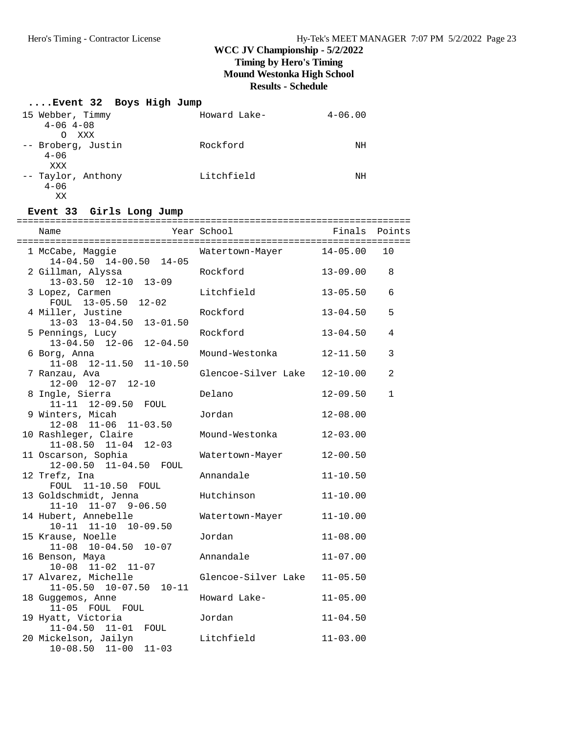WCC JV Championship - 5/2/2022

Timing by Hero's Timing

Mound Westonka High School

Results - Schedule

### ....Event 32 Boys High Jump

```
15 Webber, Timmy             Howard Lake-          4-06.00
     4-06 4-08
       O  XXX
-- Broberg, Justin           Rockford                   NH
     4-06
     XXX
-- Taylor, Anthony           Litchfield                 NH
     4-06
      XX
```

### Event 33 Girls Long Jump

```
=======================================================================
   Name                    Year School                 Finals  Points
=======================================================================
  1 McCabe, Maggie              Watertown-Mayer       14-05.00   10
     14-04.50  14-00.50  14-05
  2 Gillman, Alyssa             Rockford              13-09.00    8
     13-03.50  12-10  13-09
  3 Lopez, Carmen               Litchfield            13-05.50    6
     FOUL  13-05.50  12-02
  4 Miller, Justine             Rockford              13-04.50    5
     13-03  13-04.50  13-01.50
  5 Pennings, Lucy              Rockford              13-04.50    4
     13-04.50  12-06  12-04.50
  6 Borg, Anna                  Mound-Westonka        12-11.50    3
     11-08  12-11.50  11-10.50
  7 Ranzau, Ava                 Glencoe-Silver Lake   12-10.00    2
     12-00  12-07  12-10
  8 Ingle, Sierra               Delano                12-09.50    1
     11-11  12-09.50  FOUL
  9 Winters, Micah              Jordan                12-08.00
     12-08  11-06  11-03.50
 10 Rashleger, Claire           Mound-Westonka        12-03.00
     11-08.50  11-04  12-03
 11 Oscarson, Sophia            Watertown-Mayer       12-00.50
     12-00.50  11-04.50  FOUL
 12 Trefz, Ina                  Annandale             11-10.50
     FOUL  11-10.50  FOUL
 13 Goldschmidt, Jenna          Hutchinson            11-10.00
     11-10  11-07  9-06.50
 14 Hubert, Annebelle           Watertown-Mayer       11-10.00
     10-11  11-10  10-09.50
 15 Krause, Noelle              Jordan                11-08.00
     11-08  10-04.50  10-07
 16 Benson, Maya                Annandale             11-07.00
     10-08  11-02  11-07
 17 Alvarez, Michelle           Glencoe-Silver Lake   11-05.50
     11-05.50  10-07.50  10-11
 18 Guggemos, Anne              Howard Lake-          11-05.00
     11-05  FOUL  FOUL
 19 Hyatt, Victoria             Jordan                11-04.50
     11-04.50  11-01  FOUL
 20 Mickelson, Jailyn           Litchfield            11-03.00
     10-08.50  11-00  11-03
```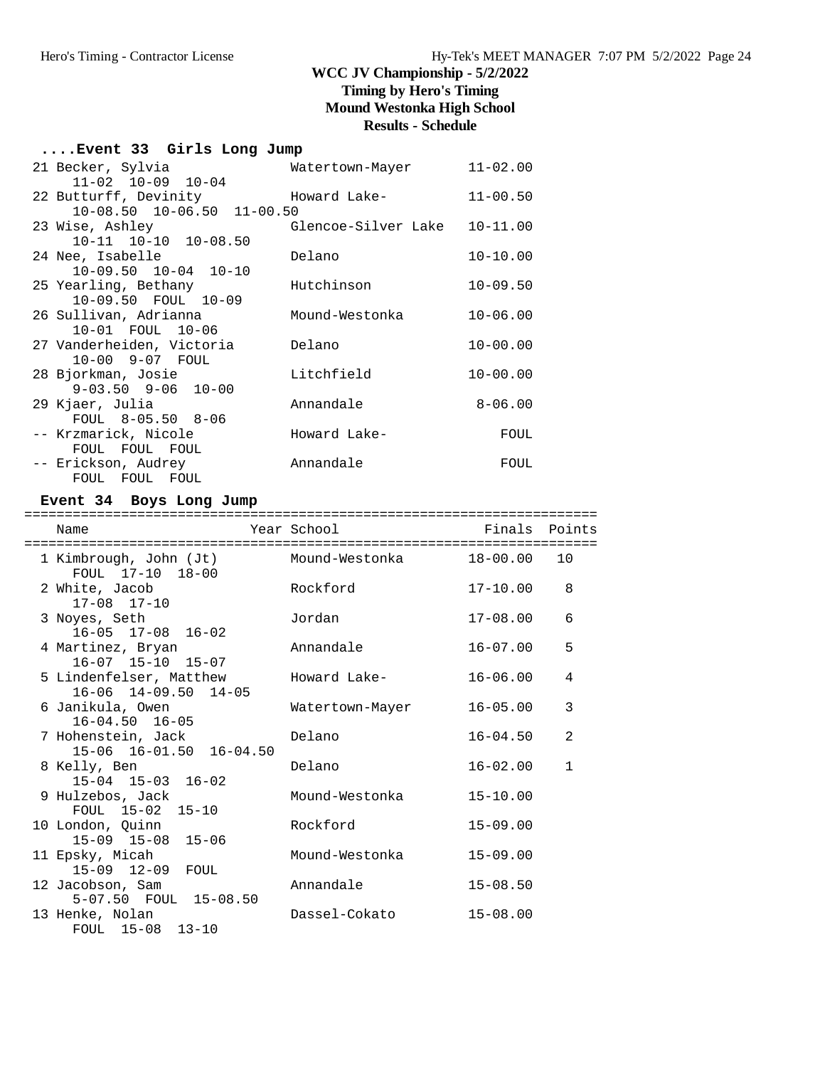# WCC JV Championship - 5/2/2022

## Timing by Hero's Timing

## Mound Westonka High School

## Results - Schedule

### ....Event 33 Girls Long Jump

| Place | Name | Year | School | Finals | Points |
|---|---|---|---|---|---|
| 21 | Becker, Sylvia<br>11-02 10-09 10-04 | | Watertown-Mayer | 11-02.00 | |
| 22 | Butturff, Devinity<br>10-08.50 10-06.50 11-00.50 | | Howard Lake- | 11-00.50 | |
| 23 | Wise, Ashley<br>10-11 10-10 10-08.50 | | Glencoe-Silver Lake | 10-11.00 | |
| 24 | Nee, Isabelle<br>10-09.50 10-04 10-10 | | Delano | 10-10.00 | |
| 25 | Yearling, Bethany<br>10-09.50 FOUL 10-09 | | Hutchinson | 10-09.50 | |
| 26 | Sullivan, Adrianna<br>10-01 FOUL 10-06 | | Mound-Westonka | 10-06.00 | |
| 27 | Vanderheiden, Victoria<br>10-00 9-07 FOUL | | Delano | 10-00.00 | |
| 28 | Bjorkman, Josie<br>9-03.50 9-06 10-00 | | Litchfield | 10-00.00 | |
| 29 | Kjaer, Julia<br>FOUL 8-05.50 8-06 | | Annandale | 8-06.00 | |
| -- | Krzmarick, Nicole<br>FOUL FOUL FOUL | | Howard Lake- | FOUL | |
| -- | Erickson, Audrey<br>FOUL FOUL FOUL | | Annandale | FOUL | |

### Event 34 Boys Long Jump

| Place | Name | Year | School | Finals | Points |
|---|---|---|---|---|---|
| 1 | Kimbrough, John (Jt)<br>FOUL 17-10 18-00 | | Mound-Westonka | 18-00.00 | 10 |
| 2 | White, Jacob<br>17-08 17-10 | | Rockford | 17-10.00 | 8 |
| 3 | Noyes, Seth<br>16-05 17-08 16-02 | | Jordan | 17-08.00 | 6 |
| 4 | Martinez, Bryan<br>16-07 15-10 15-07 | | Annandale | 16-07.00 | 5 |
| 5 | Lindenfelser, Matthew<br>16-06 14-09.50 14-05 | | Howard Lake- | 16-06.00 | 4 |
| 6 | Janikula, Owen<br>16-04.50 16-05 | | Watertown-Mayer | 16-05.00 | 3 |
| 7 | Hohenstein, Jack<br>15-06 16-01.50 16-04.50 | | Delano | 16-04.50 | 2 |
| 8 | Kelly, Ben<br>15-04 15-03 16-02 | | Delano | 16-02.00 | 1 |
| 9 | Hulzebos, Jack<br>FOUL 15-02 15-10 | | Mound-Westonka | 15-10.00 | |
| 10 | London, Quinn<br>15-09 15-08 15-06 | | Rockford | 15-09.00 | |
| 11 | Epsky, Micah<br>15-09 12-09 FOUL | | Mound-Westonka | 15-09.00 | |
| 12 | Jacobson, Sam<br>5-07.50 FOUL 15-08.50 | | Annandale | 15-08.50 | |
| 13 | Henke, Nolan<br>FOUL 15-08 13-10 | | Dassel-Cokato | 15-08.00 | |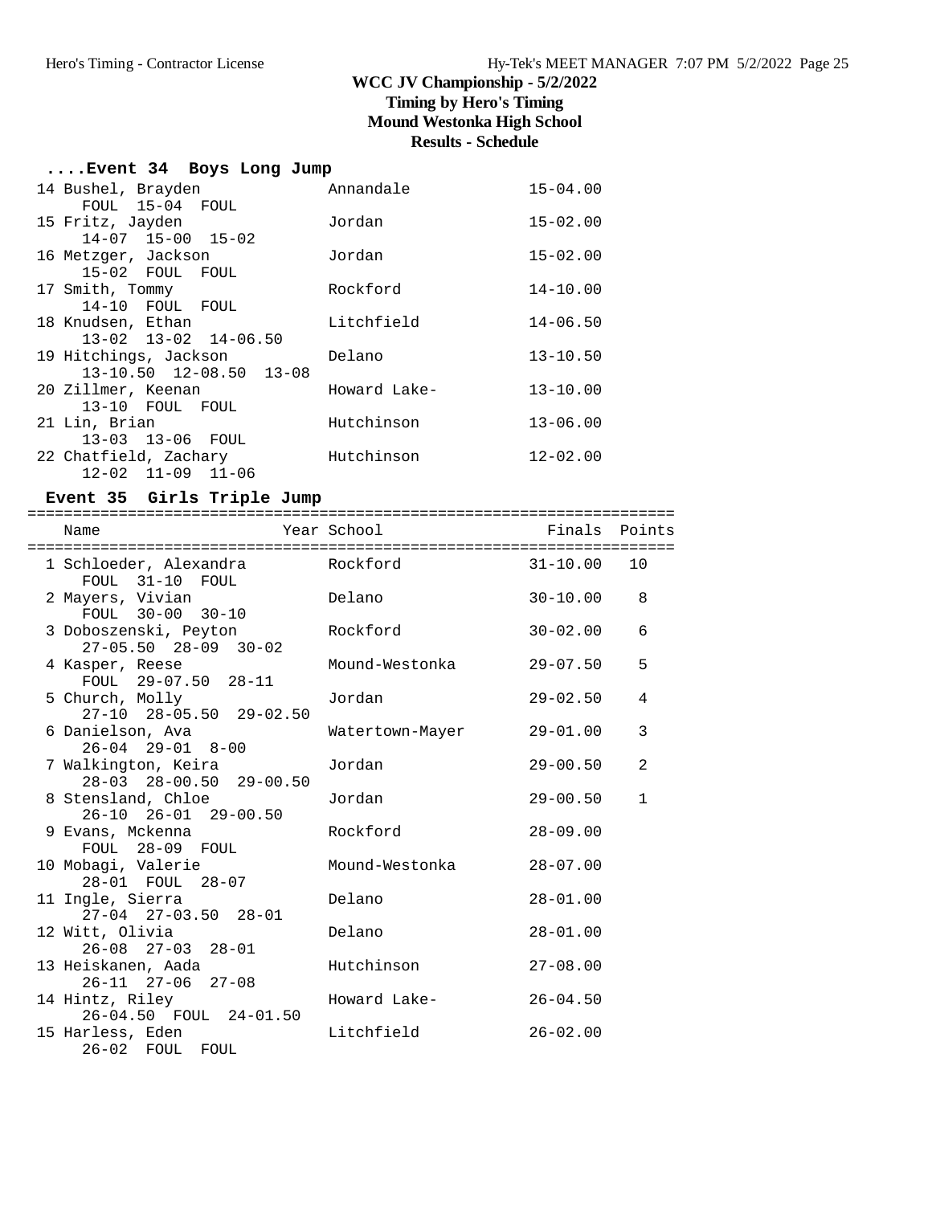# WCC JV Championship - 5/2/2022
## Timing by Hero's Timing
## Mound Westonka High School
## Results - Schedule

### ....Event 34 Boys Long Jump

| | | | |
|---|---|---|---|
| 14 | Bushel, Brayden | Annandale | 15-04.00 |
| | FOUL 15-04 FOUL | | |
| 15 | Fritz, Jayden | Jordan | 15-02.00 |
| | 14-07 15-00 15-02 | | |
| 16 | Metzger, Jackson | Jordan | 15-02.00 |
| | 15-02 FOUL FOUL | | |
| 17 | Smith, Tommy | Rockford | 14-10.00 |
| | 14-10 FOUL FOUL | | |
| 18 | Knudsen, Ethan | Litchfield | 14-06.50 |
| | 13-02 13-02 14-06.50 | | |
| 19 | Hitchings, Jackson | Delano | 13-10.50 |
| | 13-10.50 12-08.50 13-08 | | |
| 20 | Zillmer, Keenan | Howard Lake- | 13-10.00 |
| | 13-10 FOUL FOUL | | |
| 21 | Lin, Brian | Hutchinson | 13-06.00 |
| | 13-03 13-06 FOUL | | |
| 22 | Chatfield, Zachary | Hutchinson | 12-02.00 |
| | 12-02 11-09 11-06 | | |

### Event 35 Girls Triple Jump

| | Name | Year | School | Finals | Points |
|---|---|---|---|---|---|
| 1 | Schloeder, Alexandra | | Rockford | 31-10.00 | 10 |
| | FOUL 31-10 FOUL | | | | |
| 2 | Mayers, Vivian | | Delano | 30-10.00 | 8 |
| | FOUL 30-00 30-10 | | | | |
| 3 | Doboszenski, Peyton | | Rockford | 30-02.00 | 6 |
| | 27-05.50 28-09 30-02 | | | | |
| 4 | Kasper, Reese | | Mound-Westonka | 29-07.50 | 5 |
| | FOUL 29-07.50 28-11 | | | | |
| 5 | Church, Molly | | Jordan | 29-02.50 | 4 |
| | 27-10 28-05.50 29-02.50 | | | | |
| 6 | Danielson, Ava | | Watertown-Mayer | 29-01.00 | 3 |
| | 26-04 29-01 8-00 | | | | |
| 7 | Walkington, Keira | | Jordan | 29-00.50 | 2 |
| | 28-03 28-00.50 29-00.50 | | | | |
| 8 | Stensland, Chloe | | Jordan | 29-00.50 | 1 |
| | 26-10 26-01 29-00.50 | | | | |
| 9 | Evans, Mckenna | | Rockford | 28-09.00 | |
| | FOUL 28-09 FOUL | | | | |
| 10 | Mobagi, Valerie | | Mound-Westonka | 28-07.00 | |
| | 28-01 FOUL 28-07 | | | | |
| 11 | Ingle, Sierra | | Delano | 28-01.00 | |
| | 27-04 27-03.50 28-01 | | | | |
| 12 | Witt, Olivia | | Delano | 28-01.00 | |
| | 26-08 27-03 28-01 | | | | |
| 13 | Heiskanen, Aada | | Hutchinson | 27-08.00 | |
| | 26-11 27-06 27-08 | | | | |
| 14 | Hintz, Riley | | Howard Lake- | 26-04.50 | |
| | 26-04.50 FOUL 24-01.50 | | | | |
| 15 | Harless, Eden | | Litchfield | 26-02.00 | |
| | 26-02 FOUL FOUL | | | | |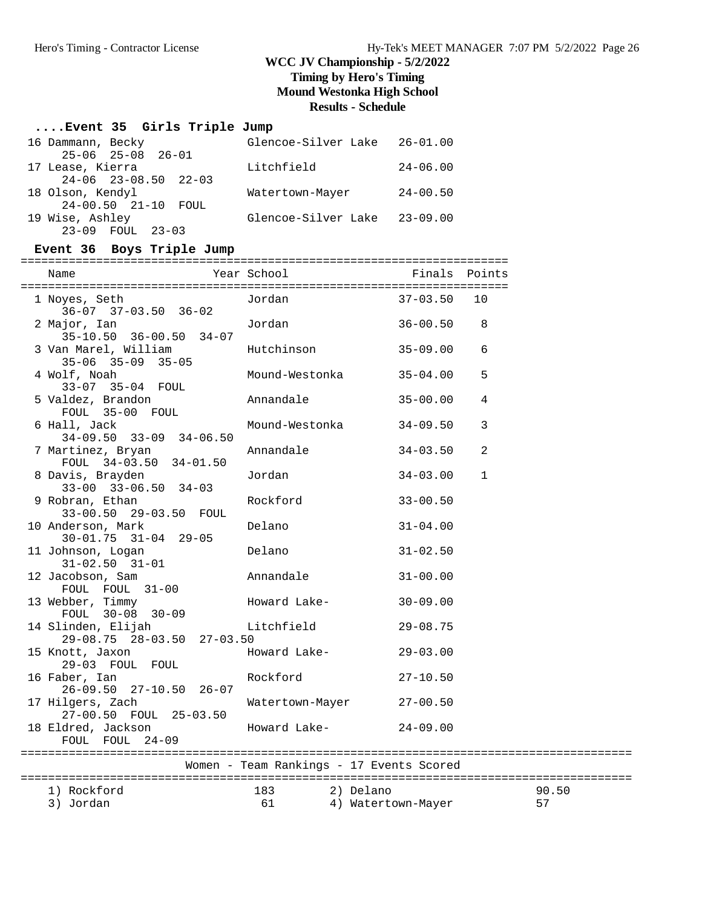# WCC JV Championship - 5/2/2022

**Timing by Hero's Timing**
**Mound Westonka High School**
**Results - Schedule**

## ....Event 35 Girls Triple Jump

| Place | Name | Year | School | Finals | Points |
|---|---|---|---|---|---|
| 16 | Dammann, Becky | | Glencoe-Silver Lake | 26-01.00 | |
| | 25-06 25-08 26-01 | | | | |
| 17 | Lease, Kierra | | Litchfield | 24-06.00 | |
| | 24-06 23-08.50 22-03 | | | | |
| 18 | Olson, Kendyl | | Watertown-Mayer | 24-00.50 | |
| | 24-00.50 21-10 FOUL | | | | |
| 19 | Wise, Ashley | | Glencoe-Silver Lake | 23-09.00 | |
| | 23-09 FOUL 23-03 | | | | |

## Event 36 Boys Triple Jump

| Place | Name | Year | School | Finals | Points |
|---|---|---|---|---|---|
| 1 | Noyes, Seth | | Jordan | 37-03.50 | 10 |
| | 36-07 37-03.50 36-02 | | | | |
| 2 | Major, Ian | | Jordan | 36-00.50 | 8 |
| | 35-10.50 36-00.50 34-07 | | | | |
| 3 | Van Marel, William | | Hutchinson | 35-09.00 | 6 |
| | 35-06 35-09 35-05 | | | | |
| 4 | Wolf, Noah | | Mound-Westonka | 35-04.00 | 5 |
| | 33-07 35-04 FOUL | | | | |
| 5 | Valdez, Brandon | | Annandale | 35-00.00 | 4 |
| | FOUL 35-00 FOUL | | | | |
| 6 | Hall, Jack | | Mound-Westonka | 34-09.50 | 3 |
| | 34-09.50 33-09 34-06.50 | | | | |
| 7 | Martinez, Bryan | | Annandale | 34-03.50 | 2 |
| | FOUL 34-03.50 34-01.50 | | | | |
| 8 | Davis, Brayden | | Jordan | 34-03.00 | 1 |
| | 33-00 33-06.50 34-03 | | | | |
| 9 | Robran, Ethan | | Rockford | 33-00.50 | |
| | 33-00.50 29-03.50 FOUL | | | | |
| 10 | Anderson, Mark | | Delano | 31-04.00 | |
| | 30-01.75 31-04 29-05 | | | | |
| 11 | Johnson, Logan | | Delano | 31-02.50 | |
| | 31-02.50 31-01 | | | | |
| 12 | Jacobson, Sam | | Annandale | 31-00.00 | |
| | FOUL FOUL 31-00 | | | | |
| 13 | Webber, Timmy | | Howard Lake- | 30-09.00 | |
| | FOUL 30-08 30-09 | | | | |
| 14 | Slinden, Elijah | | Litchfield | 29-08.75 | |
| | 29-08.75 28-03.50 27-03.50 | | | | |
| 15 | Knott, Jaxon | | Howard Lake- | 29-03.00 | |
| | 29-03 FOUL FOUL | | | | |
| 16 | Faber, Ian | | Rockford | 27-10.50 | |
| | 26-09.50 27-10.50 26-07 | | | | |
| 17 | Hilgers, Zach | | Watertown-Mayer | 27-00.50 | |
| | 27-00.50 FOUL 25-03.50 | | | | |
| 18 | Eldred, Jackson | | Howard Lake- | 24-09.00 | |
| | FOUL FOUL 24-09 | | | | |

## Women - Team Rankings - 17 Events Scored

| | | | |
|---|---|---|---|
| 1) Rockford | 183 | 2) Delano | 90.50 |
| 3) Jordan | 61 | 4) Watertown-Mayer | 57 |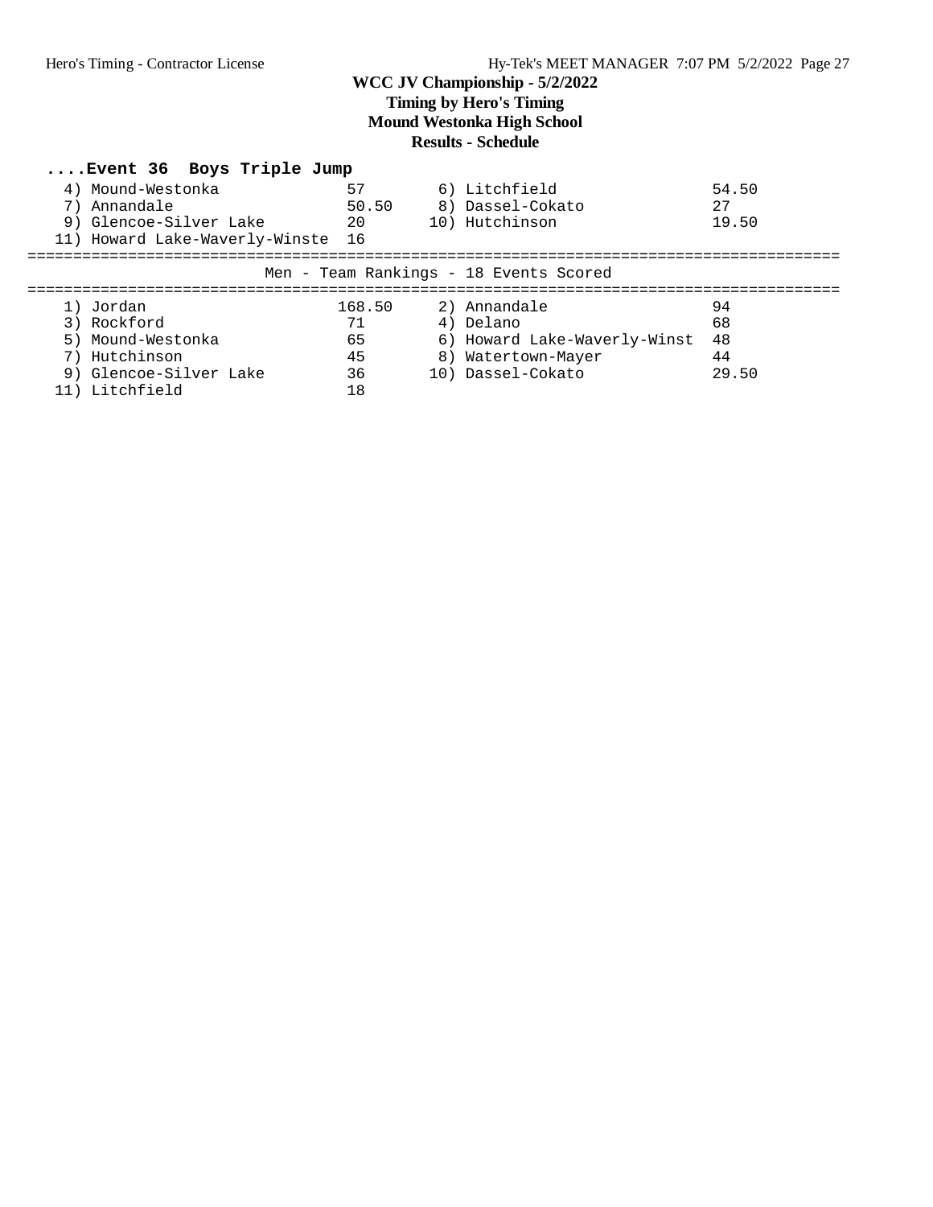**WCC JV Championship - 5/2/2022**
**Timing by Hero's Timing**
**Mound Westonka High School**
**Results - Schedule**

### ....Event 36 Boys Triple Jump

| | | | |
|---|---|---|---|
| 4) Mound-Westonka | 57 | 6) Litchfield | 54.50 |
| 7) Annandale | 50.50 | 8) Dassel-Cokato | 27 |
| 9) Glencoe-Silver Lake | 20 | 10) Hutchinson | 19.50 |
| 11) Howard Lake-Waverly-Winste | 16 | | |

### Men - Team Rankings - 18 Events Scored

| | | | |
|---|---|---|---|
| 1) Jordan | 168.50 | 2) Annandale | 94 |
| 3) Rockford | 71 | 4) Delano | 68 |
| 5) Mound-Westonka | 65 | 6) Howard Lake-Waverly-Winst | 48 |
| 7) Hutchinson | 45 | 8) Watertown-Mayer | 44 |
| 9) Glencoe-Silver Lake | 36 | 10) Dassel-Cokato | 29.50 |
| 11) Litchfield | 18 | | |